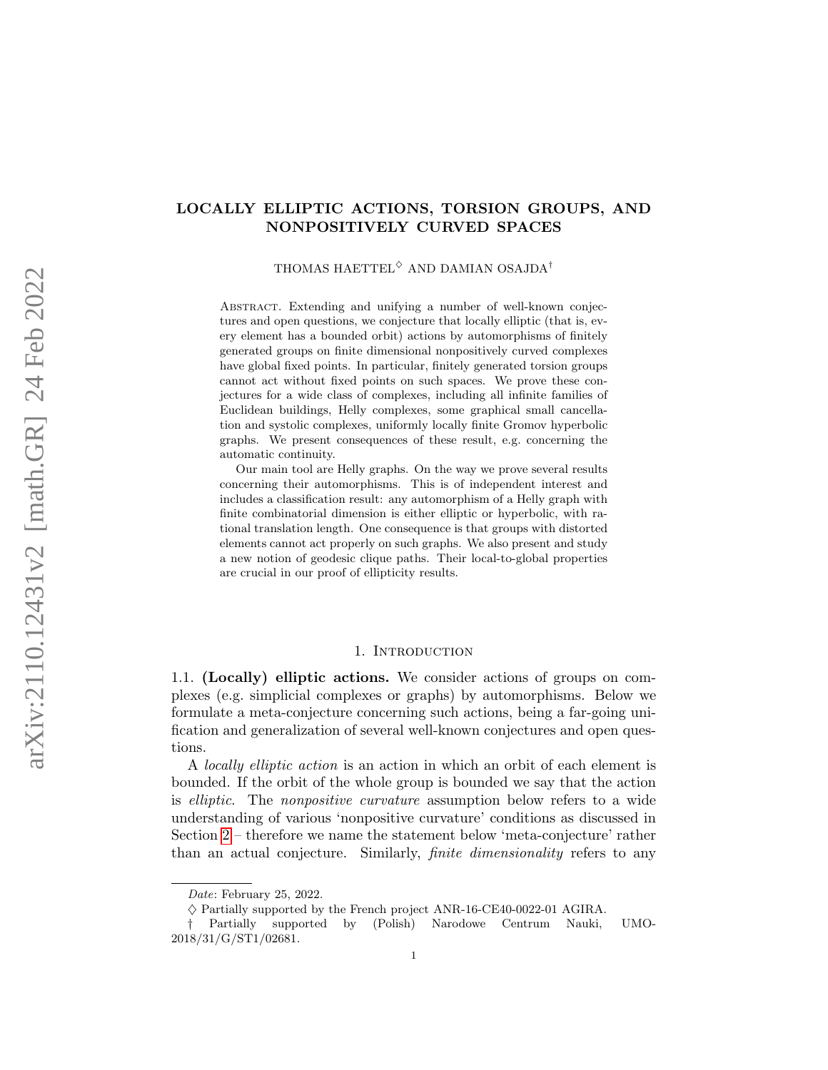# LOCALLY ELLIPTIC ACTIONS, TORSION GROUPS, AND NONPOSITIVELY CURVED SPACES

THOMAS HAETTEL[◇] AND DAMIAN OSAJDA[†]

Abstract. Extending and unifying a number of well-known conjectures and open questions, we conjecture that locally elliptic (that is, every element has a bounded orbit) actions by automorphisms of finitely generated groups on finite dimensional nonpositively curved complexes have global fixed points. In particular, finitely generated torsion groups cannot act without fixed points on such spaces. We prove these conjectures for a wide class of complexes, including all infinite families of Euclidean buildings, Helly complexes, some graphical small cancellation and systolic complexes, uniformly locally finite Gromov hyperbolic graphs. We present consequences of these result, e.g. concerning the automatic continuity.

Our main tool are Helly graphs. On the way we prove several results concerning their automorphisms. This is of independent interest and includes a classification result: any automorphism of a Helly graph with finite combinatorial dimension is either elliptic or hyperbolic, with rational translation length. One consequence is that groups with distorted elements cannot act properly on such graphs. We also present and study a new notion of geodesic clique paths. Their local-to-global properties are crucial in our proof of ellipticity results.

## 1. Introduction

1.1. **(Locally) elliptic actions.** We consider actions of groups on complexes (e.g. simplicial complexes or graphs) by automorphisms. Below we formulate a meta-conjecture concerning such actions, being a far-going unification and generalization of several well-known conjectures and open questions.

A *locally elliptic action* is an action in which an orbit of each element is bounded. If the orbit of the whole group is bounded we say that the action is *elliptic*. The *nonpositive curvature* assumption below refers to a wide understanding of various 'nonpositive curvature' conditions as discussed in Section 2 – therefore we name the statement below 'meta-conjecture' rather than an actual conjecture. Similarly, *finite dimensionality* refers to any

---

*Date*: February 25, 2022.

◇ Partially supported by the French project ANR-16-CE40-0022-01 AGIRA.

† Partially supported by (Polish) Narodowe Centrum Nauki, UMO-2018/31/G/ST1/02681.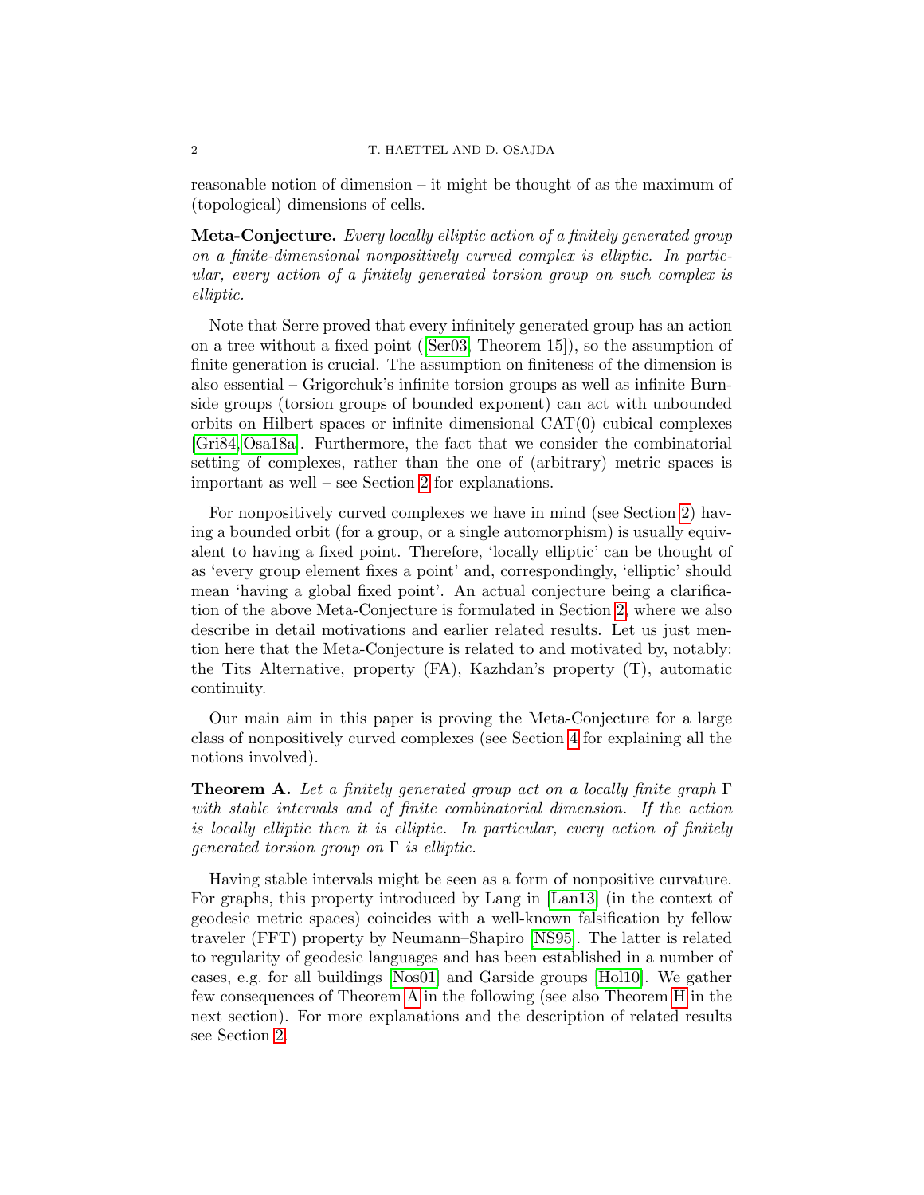reasonable notion of dimension – it might be thought of as the maximum of (topological) dimensions of cells.

**Meta-Conjecture.** *Every locally elliptic action of a finitely generated group on a finite-dimensional nonpositively curved complex is elliptic. In particular, every action of a finitely generated torsion group on such complex is elliptic.*

Note that Serre proved that every infinitely generated group has an action on a tree without a fixed point ([Ser03, Theorem 15]), so the assumption of finite generation is crucial. The assumption on finiteness of the dimension is also essential – Grigorchuk's infinite torsion groups as well as infinite Burnside groups (torsion groups of bounded exponent) can act with unbounded orbits on Hilbert spaces or infinite dimensional CAT(0) cubical complexes [Gri84, Osa18a]. Furthermore, the fact that we consider the combinatorial setting of complexes, rather than the one of (arbitrary) metric spaces is important as well – see Section 2 for explanations.

For nonpositively curved complexes we have in mind (see Section 2) having a bounded orbit (for a group, or a single automorphism) is usually equivalent to having a fixed point. Therefore, 'locally elliptic' can be thought of as 'every group element fixes a point' and, correspondingly, 'elliptic' should mean 'having a global fixed point'. An actual conjecture being a clarification of the above Meta-Conjecture is formulated in Section 2, where we also describe in detail motivations and earlier related results. Let us just mention here that the Meta-Conjecture is related to and motivated by, notably: the Tits Alternative, property (FA), Kazhdan's property (T), automatic continuity.

Our main aim in this paper is proving the Meta-Conjecture for a large class of nonpositively curved complexes (see Section 4 for explaining all the notions involved).

**Theorem A.** *Let a finitely generated group act on a locally finite graph $\Gamma$ with stable intervals and of finite combinatorial dimension. If the action is locally elliptic then it is elliptic. In particular, every action of finitely generated torsion group on $\Gamma$ is elliptic.*

Having stable intervals might be seen as a form of nonpositive curvature. For graphs, this property introduced by Lang in [Lan13] (in the context of geodesic metric spaces) coincides with a well-known falsification by fellow traveler (FFT) property by Neumann–Shapiro [NS95]. The latter is related to regularity of geodesic languages and has been established in a number of cases, e.g. for all buildings [Nos01] and Garside groups [Hol10]. We gather few consequences of Theorem A in the following (see also Theorem H in the next section). For more explanations and the description of related results see Section 2.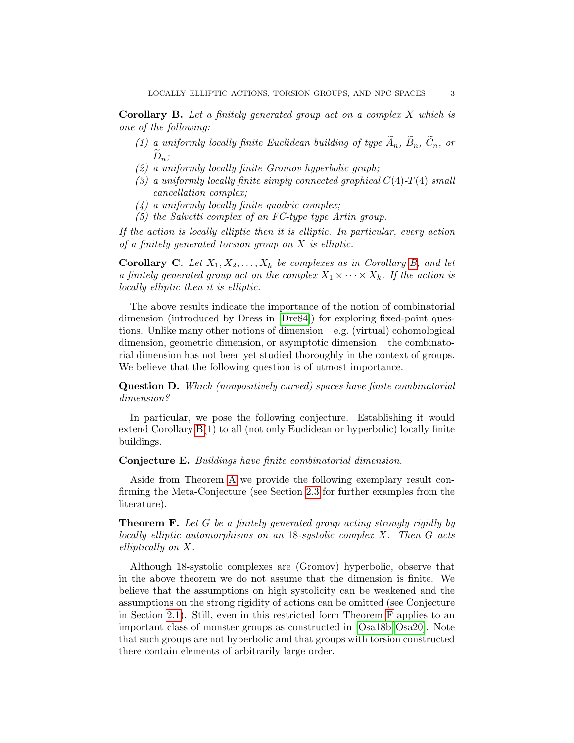**Corollary B.** *Let a finitely generated group act on a complex $X$ which is one of the following:*

1. *a uniformly locally finite Euclidean building of type $\widetilde{A}_n$, $\widetilde{B}_n$, $\widetilde{C}_n$, or $\widetilde{D}_n$;*
2. *a uniformly locally finite Gromov hyperbolic graph;*
3. *a uniformly locally finite simply connected graphical $C(4)$-$T(4)$ small cancellation complex;*
4. *a uniformly locally finite quadric complex;*
5. *the Salvetti complex of an FC-type type Artin group.*

*If the action is locally elliptic then it is elliptic. In particular, every action of a finitely generated torsion group on $X$ is elliptic.*

**Corollary C.** *Let $X_1, X_2, \ldots, X_k$ be complexes as in Corollary B, and let a finitely generated group act on the complex $X_1 \times \cdots \times X_k$. If the action is locally elliptic then it is elliptic.*

The above results indicate the importance of the notion of combinatorial dimension (introduced by Dress in [Dre84]) for exploring fixed-point questions. Unlike many other notions of dimension – e.g. (virtual) cohomological dimension, geometric dimension, or asymptotic dimension – the combinatorial dimension has not been yet studied thoroughly in the context of groups. We believe that the following question is of utmost importance.

**Question D.** *Which (nonpositively curved) spaces have finite combinatorial dimension?*

In particular, we pose the following conjecture. Establishing it would extend Corollary B(1) to all (not only Euclidean or hyperbolic) locally finite buildings.

**Conjecture E.** *Buildings have finite combinatorial dimension.*

Aside from Theorem A we provide the following exemplary result confirming the Meta-Conjecture (see Section 2.3 for further examples from the literature).

**Theorem F.** *Let $G$ be a finitely generated group acting strongly rigidly by locally elliptic automorphisms on an 18-systolic complex $X$. Then $G$ acts elliptically on $X$.*

Although 18-systolic complexes are (Gromov) hyperbolic, observe that in the above theorem we do not assume that the dimension is finite. We believe that the assumptions on high systolicity can be weakened and the assumptions on the strong rigidity of actions can be omitted (see Conjecture in Section 2.1). Still, even in this restricted form Theorem F applies to an important class of monster groups as constructed in [Osa18b, Osa20]. Note that such groups are not hyperbolic and that groups with torsion constructed there contain elements of arbitrarily large order.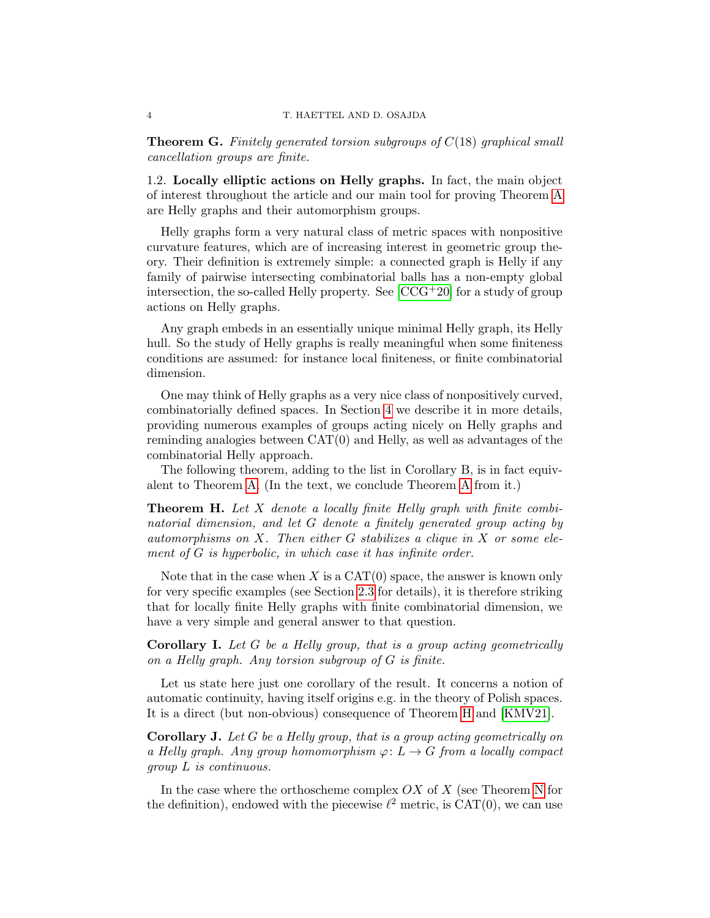**Theorem G.** *Finitely generated torsion subgroups of $C(18)$ graphical small cancellation groups are finite.*

### 1.2. Locally elliptic actions on Helly graphs.

In fact, the main object of interest throughout the article and our main tool for proving Theorem A are Helly graphs and their automorphism groups.

Helly graphs form a very natural class of metric spaces with nonpositive curvature features, which are of increasing interest in geometric group theory. Their definition is extremely simple: a connected graph is Helly if any family of pairwise intersecting combinatorial balls has a non-empty global intersection, the so-called Helly property. See [CCG+20] for a study of group actions on Helly graphs.

Any graph embeds in an essentially unique minimal Helly graph, its Helly hull. So the study of Helly graphs is really meaningful when some finiteness conditions are assumed: for instance local finiteness, or finite combinatorial dimension.

One may think of Helly graphs as a very nice class of nonpositively curved, combinatorially defined spaces. In Section 4 we describe it in more details, providing numerous examples of groups acting nicely on Helly graphs and reminding analogies between CAT(0) and Helly, as well as advantages of the combinatorial Helly approach.

The following theorem, adding to the list in Corollary B, is in fact equivalent to Theorem A. (In the text, we conclude Theorem A from it.)

**Theorem H.** *Let $X$ denote a locally finite Helly graph with finite combinatorial dimension, and let $G$ denote a finitely generated group acting by automorphisms on $X$. Then either $G$ stabilizes a clique in $X$ or some element of $G$ is hyperbolic, in which case it has infinite order.*

Note that in the case when $X$ is a CAT(0) space, the answer is known only for very specific examples (see Section 2.3 for details), it is therefore striking that for locally finite Helly graphs with finite combinatorial dimension, we have a very simple and general answer to that question.

**Corollary I.** *Let $G$ be a Helly group, that is a group acting geometrically on a Helly graph. Any torsion subgroup of $G$ is finite.*

Let us state here just one corollary of the result. It concerns a notion of automatic continuity, having itself origins e.g. in the theory of Polish spaces. It is a direct (but non-obvious) consequence of Theorem H and [KMV21].

**Corollary J.** *Let $G$ be a Helly group, that is a group acting geometrically on a Helly graph. Any group homomorphism $\varphi\colon L \to G$ from a locally compact group $L$ is continuous.*

In the case where the orthoscheme complex $OX$ of $X$ (see Theorem N for the definition), endowed with the piecewise $\ell^2$ metric, is CAT(0), we can use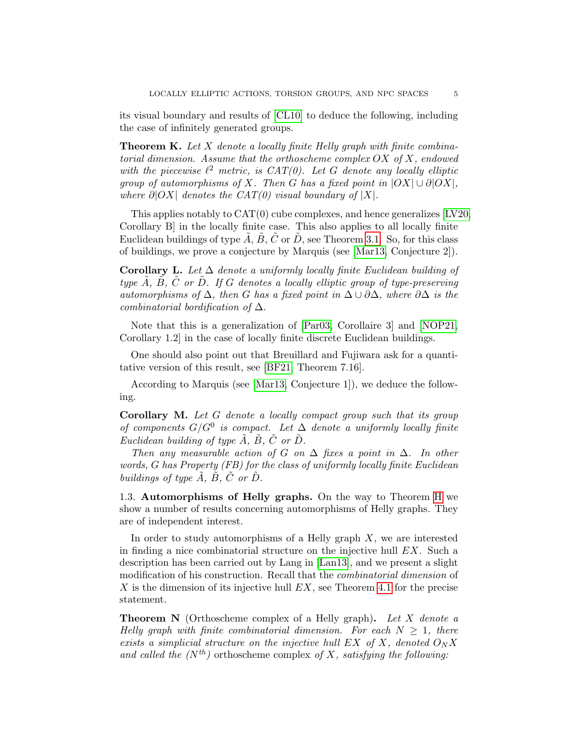its visual boundary and results of [CL10] to deduce the following, including the case of infinitely generated groups.

**Theorem K.** *Let $X$ denote a locally finite Helly graph with finite combinatorial dimension. Assume that the orthoscheme complex $OX$ of $X$, endowed with the piecewise $\ell^2$ metric, is CAT(0). Let $G$ denote any locally elliptic group of automorphisms of $X$. Then $G$ has a fixed point in $|OX| \cup \partial|OX|$, where $\partial|OX|$ denotes the CAT(0) visual boundary of $|X|$.*

This applies notably to CAT(0) cube complexes, and hence generalizes [LV20, Corollary B] in the locally finite case. This also applies to all locally finite Euclidean buildings of type $\tilde{A}$, $\tilde{B}$, $\tilde{C}$ or $\tilde{D}$, see Theorem 3.1. So, for this class of buildings, we prove a conjecture by Marquis (see [Mar13, Conjecture 2]).

**Corollary L.** *Let $\Delta$ denote a uniformly locally finite Euclidean building of type $\tilde{A}$, $\tilde{B}$, $\tilde{C}$ or $\tilde{D}$. If $G$ denotes a locally elliptic group of type-preserving automorphisms of $\Delta$, then $G$ has a fixed point in $\Delta \cup \partial\Delta$, where $\partial\Delta$ is the combinatorial bordification of $\Delta$.*

Note that this is a generalization of [Par03, Corollaire 3] and [NOP21, Corollary 1.2] in the case of locally finite discrete Euclidean buildings.

One should also point out that Breuillard and Fujiwara ask for a quantitative version of this result, see [BF21, Theorem 7.16].

According to Marquis (see [Mar13, Conjecture 1]), we deduce the following.

**Corollary M.** *Let $G$ denote a locally compact group such that its group of components $G/G^0$ is compact. Let $\Delta$ denote a uniformly locally finite Euclidean building of type $\tilde{A}$, $\tilde{B}$, $\tilde{C}$ or $\tilde{D}$.*

*Then any measurable action of $G$ on $\Delta$ fixes a point in $\Delta$. In other words, $G$ has Property (FB) for the class of uniformly locally finite Euclidean buildings of type $\tilde{A}$, $\tilde{B}$, $\tilde{C}$ or $\tilde{D}$.*

1.3. **Automorphisms of Helly graphs.** On the way to Theorem H we show a number of results concerning automorphisms of Helly graphs. They are of independent interest.

In order to study automorphisms of a Helly graph $X$, we are interested in finding a nice combinatorial structure on the injective hull $EX$. Such a description has been carried out by Lang in [Lan13], and we present a slight modification of his construction. Recall that the *combinatorial dimension* of $X$ is the dimension of its injective hull $EX$, see Theorem 4.1 for the precise statement.

**Theorem N** (Orthoscheme complex of a Helly graph)**.** *Let $X$ denote a Helly graph with finite combinatorial dimension. For each $N \geq 1$, there exists a simplicial structure on the injective hull $EX$ of $X$, denoted $O_N X$ and called the ($N^{th}$)* orthoscheme complex *of $X$, satisfying the following:*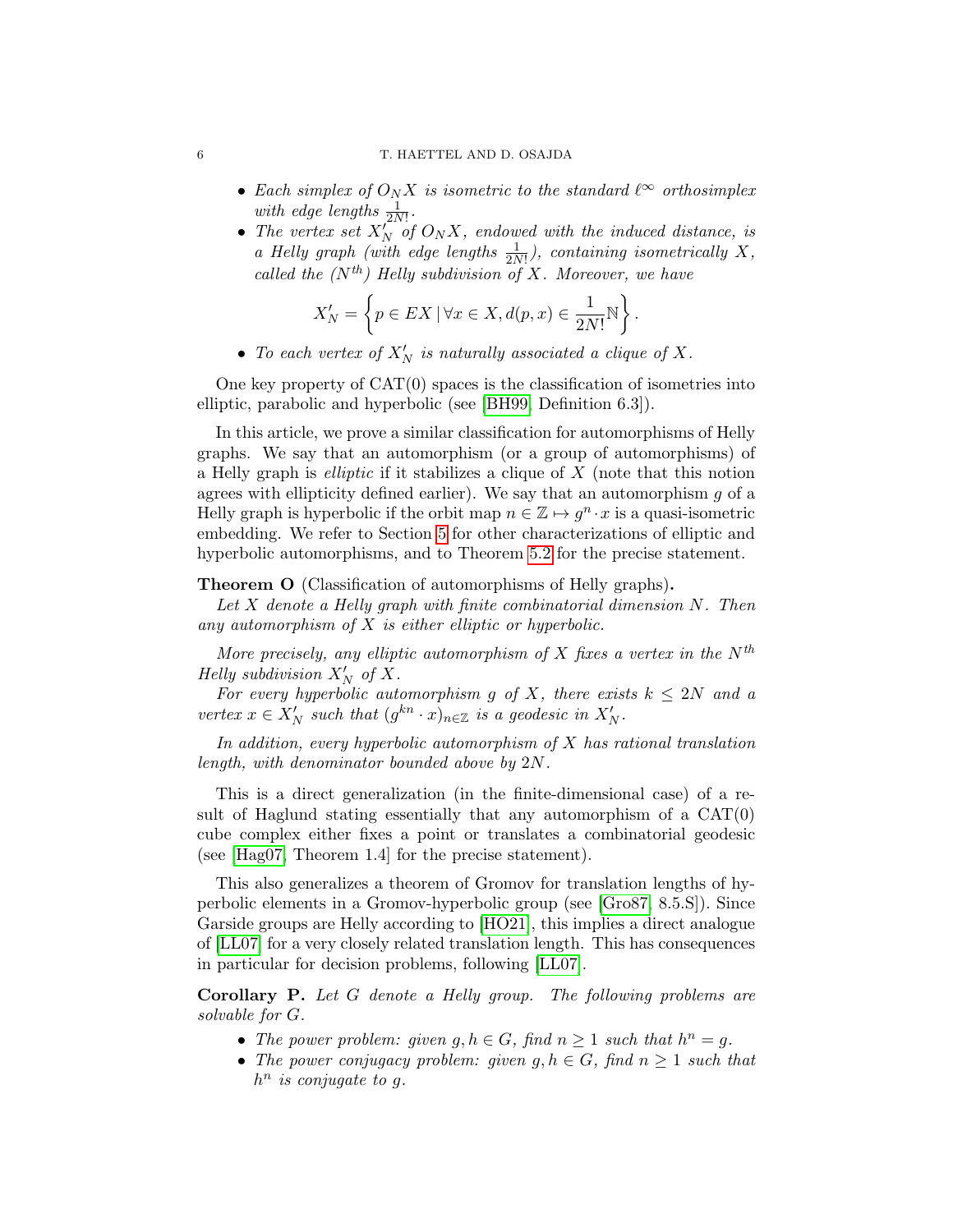- *Each simplex of $O_N X$ is isometric to the standard $\ell^\infty$ orthosimplex with edge lengths $\frac{1}{2N!}$.*
- *The vertex set $X'_N$ of $O_N X$, endowed with the induced distance, is a Helly graph (with edge lengths $\frac{1}{2N!}$), containing isometrically $X$, called the ($N^{th}$) Helly subdivision of $X$. Moreover, we have*

$$X'_N = \left\{ p \in EX \,|\, \forall x \in X, d(p,x) \in \frac{1}{2N!}\mathbb{N} \right\}.$$

- *To each vertex of $X'_N$ is naturally associated a clique of $X$.*

One key property of CAT(0) spaces is the classification of isometries into elliptic, parabolic and hyperbolic (see [BH99, Definition 6.3]).

In this article, we prove a similar classification for automorphisms of Helly graphs. We say that an automorphism (or a group of automorphisms) of a Helly graph is *elliptic* if it stabilizes a clique of $X$ (note that this notion agrees with ellipticity defined earlier). We say that an automorphism $g$ of a Helly graph is hyperbolic if the orbit map $n \in \mathbb{Z} \mapsto g^n \cdot x$ is a quasi-isometric embedding. We refer to Section 5 for other characterizations of elliptic and hyperbolic automorphisms, and to Theorem 5.2 for the precise statement.

**Theorem O** (Classification of automorphisms of Helly graphs)**.**
*Let $X$ denote a Helly graph with finite combinatorial dimension $N$. Then any automorphism of $X$ is either elliptic or hyperbolic.*

*More precisely, any elliptic automorphism of $X$ fixes a vertex in the $N^{th}$ Helly subdivision $X'_N$ of $X$.*

*For every hyperbolic automorphism $g$ of $X$, there exists $k \leq 2N$ and a vertex $x \in X'_N$ such that $(g^{kn} \cdot x)_{n \in \mathbb{Z}}$ is a geodesic in $X'_N$.*

*In addition, every hyperbolic automorphism of $X$ has rational translation length, with denominator bounded above by $2N$.*

This is a direct generalization (in the finite-dimensional case) of a result of Haglund stating essentially that any automorphism of a CAT(0) cube complex either fixes a point or translates a combinatorial geodesic (see [Hag07, Theorem 1.4] for the precise statement).

This also generalizes a theorem of Gromov for translation lengths of hyperbolic elements in a Gromov-hyperbolic group (see [Gro87, 8.5.S]). Since Garside groups are Helly according to [HO21], this implies a direct analogue of [LL07] for a very closely related translation length. This has consequences in particular for decision problems, following [LL07].

**Corollary P.** *Let $G$ denote a Helly group. The following problems are solvable for $G$.*

- *The power problem: given $g, h \in G$, find $n \geq 1$ such that $h^n = g$.*
- *The power conjugacy problem: given $g, h \in G$, find $n \geq 1$ such that $h^n$ is conjugate to $g$.*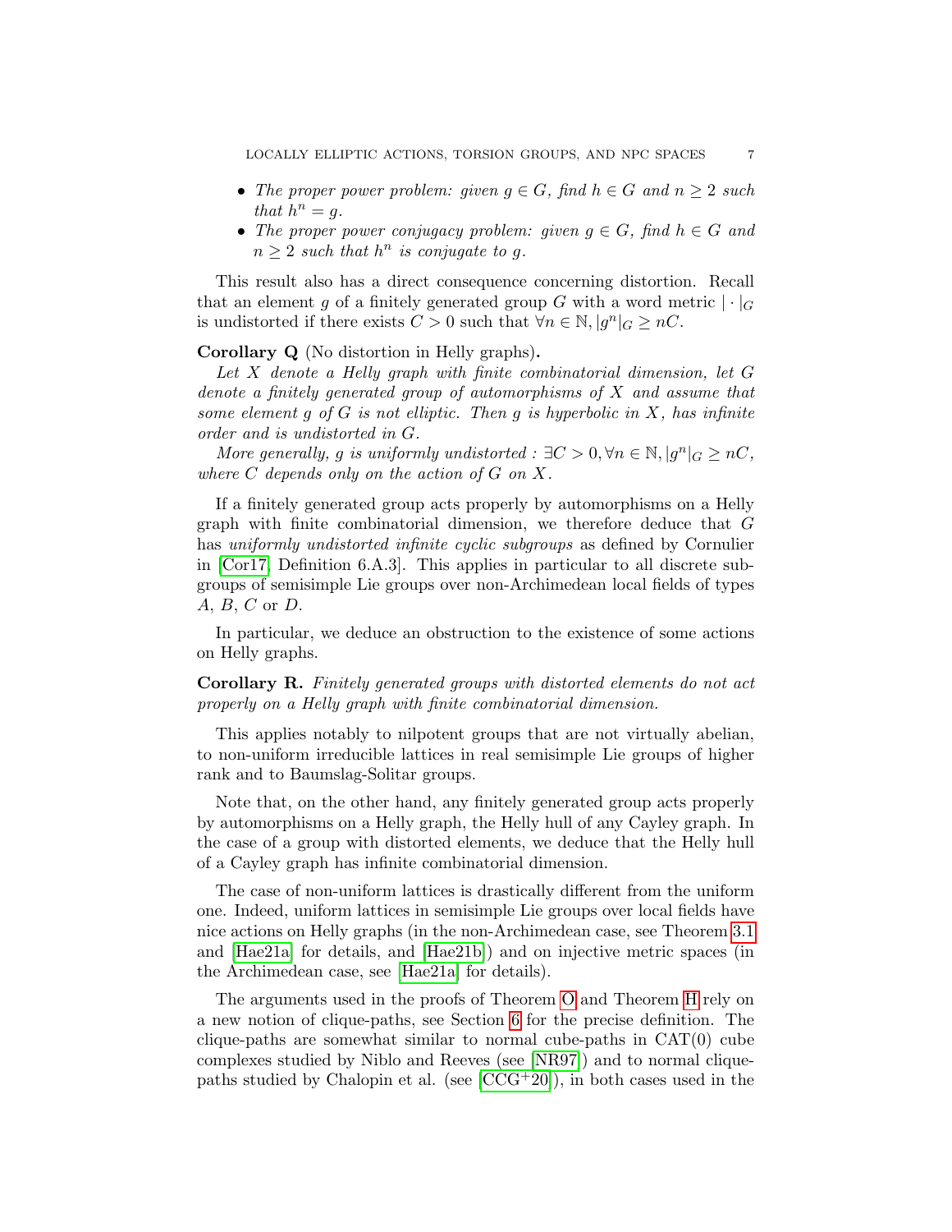- *The proper power problem: given $g \in G$, find $h \in G$ and $n \geq 2$ such that $h^n = g$.*
- *The proper power conjugacy problem: given $g \in G$, find $h \in G$ and $n \geq 2$ such that $h^n$ is conjugate to $g$.*

This result also has a direct consequence concerning distortion. Recall that an element $g$ of a finitely generated group $G$ with a word metric $|\cdot|_G$ is undistorted if there exists $C > 0$ such that $\forall n \in \mathbb{N}, |g^n|_G \geq nC$.

**Corollary Q** (No distortion in Helly graphs)**.**

*Let $X$ denote a Helly graph with finite combinatorial dimension, let $G$ denote a finitely generated group of automorphisms of $X$ and assume that some element $g$ of $G$ is not elliptic. Then $g$ is hyperbolic in $X$, has infinite order and is undistorted in $G$.*

*More generally, $g$ is uniformly undistorted : $\exists C > 0, \forall n \in \mathbb{N}, |g^n|_G \geq nC$, where $C$ depends only on the action of $G$ on $X$.*

If a finitely generated group acts properly by automorphisms on a Helly graph with finite combinatorial dimension, we therefore deduce that $G$ has *uniformly undistorted infinite cyclic subgroups* as defined by Cornulier in [Cor17, Definition 6.A.3]. This applies in particular to all discrete subgroups of semisimple Lie groups over non-Archimedean local fields of types $A$, $B$, $C$ or $D$.

In particular, we deduce an obstruction to the existence of some actions on Helly graphs.

**Corollary R.** *Finitely generated groups with distorted elements do not act properly on a Helly graph with finite combinatorial dimension.*

This applies notably to nilpotent groups that are not virtually abelian, to non-uniform irreducible lattices in real semisimple Lie groups of higher rank and to Baumslag-Solitar groups.

Note that, on the other hand, any finitely generated group acts properly by automorphisms on a Helly graph, the Helly hull of any Cayley graph. In the case of a group with distorted elements, we deduce that the Helly hull of a Cayley graph has infinite combinatorial dimension.

The case of non-uniform lattices is drastically different from the uniform one. Indeed, uniform lattices in semisimple Lie groups over local fields have nice actions on Helly graphs (in the non-Archimedean case, see Theorem 3.1 and [Hae21a] for details, and [Hae21b]) and on injective metric spaces (in the Archimedean case, see [Hae21a] for details).

The arguments used in the proofs of Theorem O and Theorem H rely on a new notion of clique-paths, see Section 6 for the precise definition. The clique-paths are somewhat similar to normal cube-paths in CAT(0) cube complexes studied by Niblo and Reeves (see [NR97]) and to normal clique-paths studied by Chalopin et al. (see [CCG+20]), in both cases used in the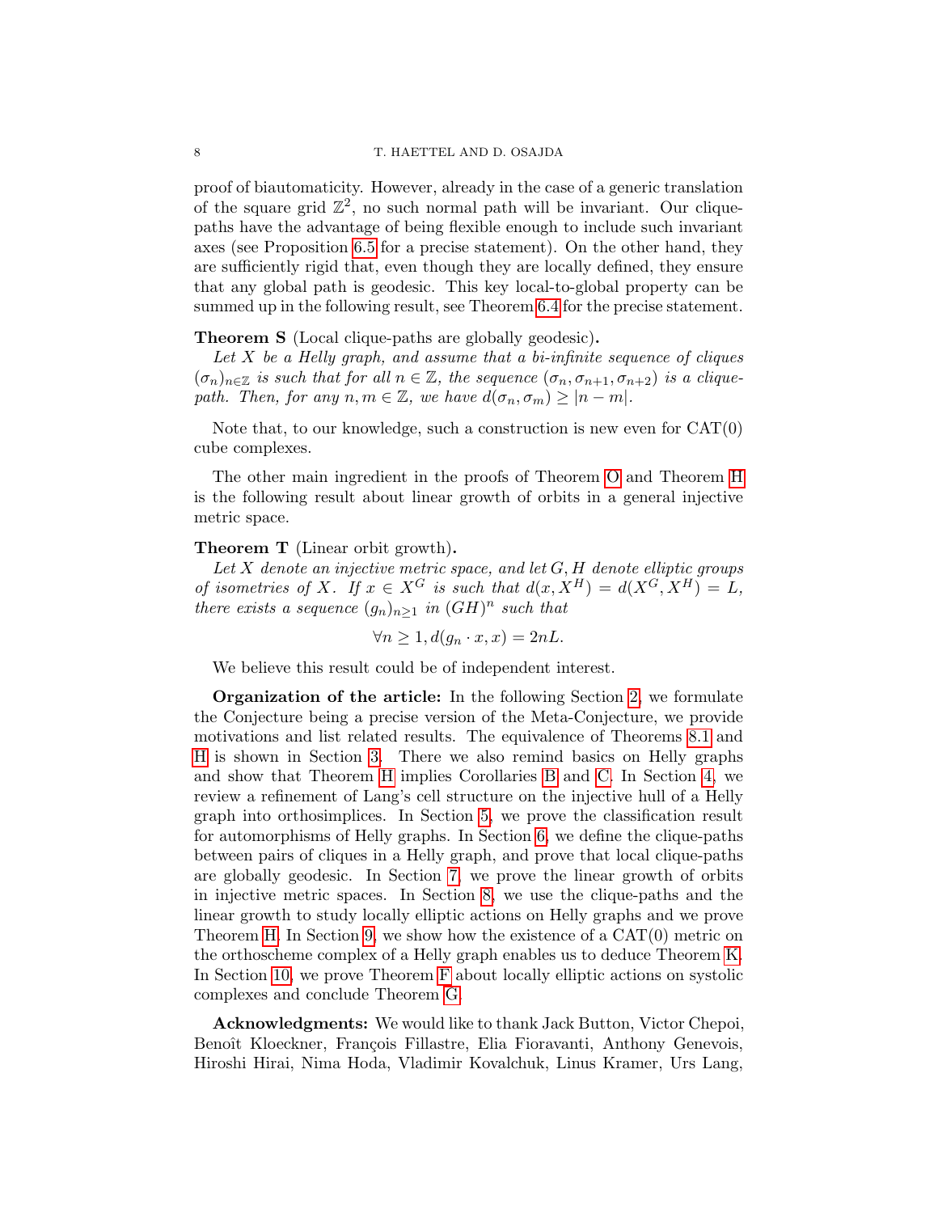proof of biautomaticity. However, already in the case of a generic translation of the square grid $\mathbb{Z}^2$, no such normal path will be invariant. Our clique-paths have the advantage of being flexible enough to include such invariant axes (see Proposition 6.5 for a precise statement). On the other hand, they are sufficiently rigid that, even though they are locally defined, they ensure that any global path is geodesic. This key local-to-global property can be summed up in the following result, see Theorem 6.4 for the precise statement.

**Theorem S** (Local clique-paths are globally geodesic)**.**
*Let $X$ be a Helly graph, and assume that a bi-infinite sequence of cliques $(\sigma_n)_{n\in\mathbb{Z}}$ is such that for all $n \in \mathbb{Z}$, the sequence $(\sigma_n, \sigma_{n+1}, \sigma_{n+2})$ is a clique-path. Then, for any $n, m \in \mathbb{Z}$, we have $d(\sigma_n, \sigma_m) \geq |n - m|$.*

Note that, to our knowledge, such a construction is new even for CAT(0) cube complexes.

The other main ingredient in the proofs of Theorem O and Theorem H is the following result about linear growth of orbits in a general injective metric space.

**Theorem T** (Linear orbit growth)**.**
*Let $X$ denote an injective metric space, and let $G, H$ denote elliptic groups of isometries of $X$. If $x \in X^G$ is such that $d(x, X^H) = d(X^G, X^H) = L$, there exists a sequence $(g_n)_{n\geq 1}$ in $(GH)^n$ such that*

$$\forall n \geq 1, d(g_n \cdot x, x) = 2nL.$$

We believe this result could be of independent interest.

**Organization of the article:** In the following Section 2, we formulate the Conjecture being a precise version of the Meta-Conjecture, we provide motivations and list related results. The equivalence of Theorems 8.1 and H is shown in Section 3. There we also remind basics on Helly graphs and show that Theorem H implies Corollaries B and C. In Section 4, we review a refinement of Lang's cell structure on the injective hull of a Helly graph into orthosimplices. In Section 5, we prove the classification result for automorphisms of Helly graphs. In Section 6, we define the clique-paths between pairs of cliques in a Helly graph, and prove that local clique-paths are globally geodesic. In Section 7, we prove the linear growth of orbits in injective metric spaces. In Section 8, we use the clique-paths and the linear growth to study locally elliptic actions on Helly graphs and we prove Theorem H. In Section 9, we show how the existence of a CAT(0) metric on the orthoscheme complex of a Helly graph enables us to deduce Theorem K. In Section 10, we prove Theorem F about locally elliptic actions on systolic complexes and conclude Theorem G.

**Acknowledgments:** We would like to thank Jack Button, Victor Chepoi, Benoît Kloeckner, François Fillastre, Elia Fioravanti, Anthony Genevois, Hiroshi Hirai, Nima Hoda, Vladimir Kovalchuk, Linus Kramer, Urs Lang,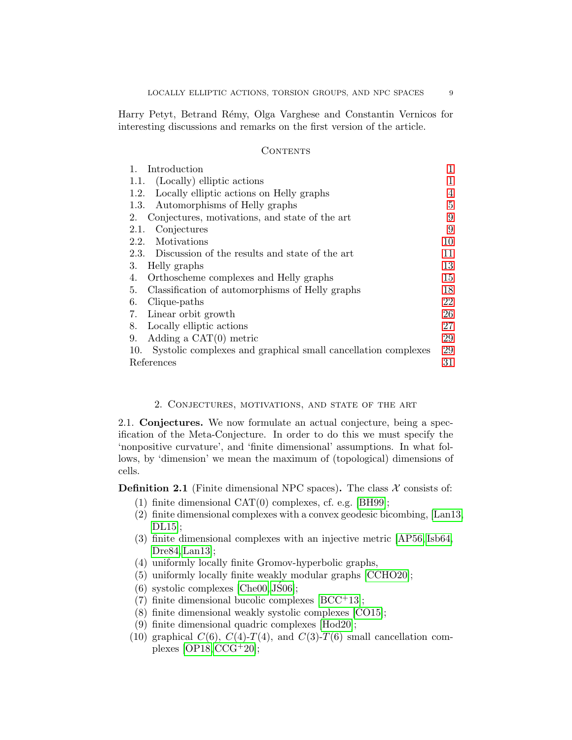Harry Petyt, Betrand Rémy, Olga Varghese and Constantin Vernicos for interesting discussions and remarks on the first version of the article.

## Contents

| | |
|---|---|
| 1. Introduction | 1 |
| 1.1. (Locally) elliptic actions | 1 |
| 1.2. Locally elliptic actions on Helly graphs | 4 |
| 1.3. Automorphisms of Helly graphs | 5 |
| 2. Conjectures, motivations, and state of the art | 9 |
| 2.1. Conjectures | 9 |
| 2.2. Motivations | 10 |
| 2.3. Discussion of the results and state of the art | 11 |
| 3. Helly graphs | 13 |
| 4. Orthoscheme complexes and Helly graphs | 15 |
| 5. Classification of automorphisms of Helly graphs | 18 |
| 6. Clique-paths | 22 |
| 7. Linear orbit growth | 26 |
| 8. Locally elliptic actions | 27 |
| 9. Adding a CAT(0) metric | 29 |
| 10. Systolic complexes and graphical small cancellation complexes | 29 |
| References | 31 |

## 2. Conjectures, motivations, and state of the art

2.1. **Conjectures.** We now formulate an actual conjecture, being a specification of the Meta-Conjecture. In order to do this we must specify the 'nonpositive curvature', and 'finite dimensional' assumptions. In what follows, by 'dimension' we mean the maximum of (topological) dimensions of cells.

**Definition 2.1** (Finite dimensional NPC spaces)**.** The class $\mathcal{X}$ consists of:

1. finite dimensional CAT(0) complexes, cf. e.g. [BH99];
2. finite dimensional complexes with a convex geodesic bicombing, [Lan13, DL15];
3. finite dimensional complexes with an injective metric [AP56, Isb64, Dre84, Lan13];
4. uniformly locally finite Gromov-hyperbolic graphs,
5. uniformly locally finite weakly modular graphs [CCHO20];
6. systolic complexes [Che00, JŚ06];
7. finite dimensional bucolic complexes [BCC+13];
8. finite dimensional weakly systolic complexes [CO15];
9. finite dimensional quadric complexes [Hod20];
10. graphical $C(6)$, $C(4)$-$T(4)$, and $C(3)$-$T(6)$ small cancellation complexes [OP18, CCG+20];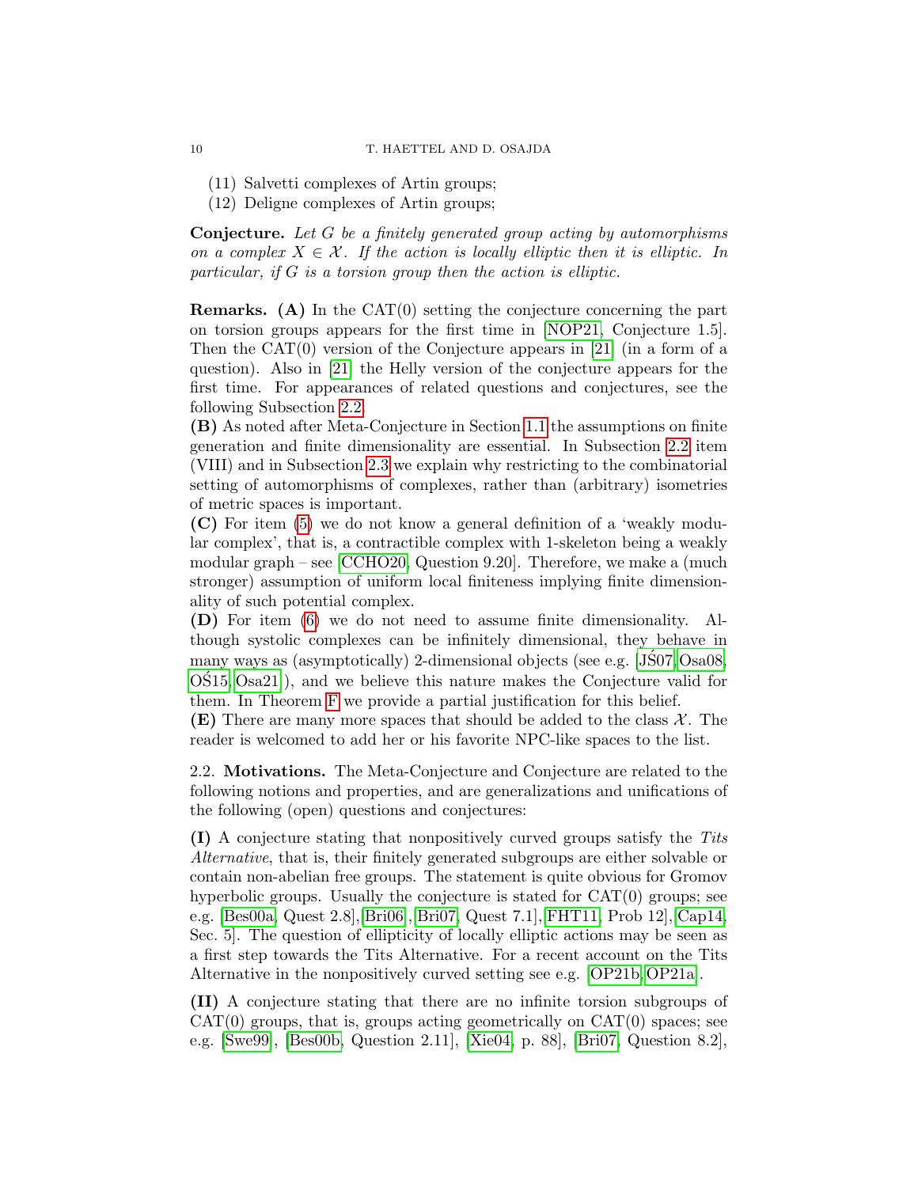(11) Salvetti complexes of Artin groups;
(12) Deligne complexes of Artin groups;

**Conjecture.** *Let $G$ be a finitely generated group acting by automorphisms on a complex $X \in \mathcal{X}$. If the action is locally elliptic then it is elliptic. In particular, if $G$ is a torsion group then the action is elliptic.*

**Remarks.** **(A)** In the CAT(0) setting the conjecture concerning the part on torsion groups appears for the first time in [NOP21, Conjecture 1.5]. Then the CAT(0) version of the Conjecture appears in [21] (in a form of a question). Also in [21] the Helly version of the conjecture appears for the first time. For appearances of related questions and conjectures, see the following Subsection 2.2.
**(B)** As noted after Meta-Conjecture in Section 1.1 the assumptions on finite generation and finite dimensionality are essential. In Subsection 2.2 item (VIII) and in Subsection 2.3 we explain why restricting to the combinatorial setting of automorphisms of complexes, rather than (arbitrary) isometries of metric spaces is important.
**(C)** For item (5) we do not know a general definition of a 'weakly modular complex', that is, a contractible complex with 1-skeleton being a weakly modular graph – see [CCHO20, Question 9.20]. Therefore, we make a (much stronger) assumption of uniform local finiteness implying finite dimensionality of such potential complex.
**(D)** For item (6) we do not need to assume finite dimensionality. Although systolic complexes can be infinitely dimensional, they behave in many ways as (asymptotically) 2-dimensional objects (see e.g. [JŚ07, Osa08, OŚ15, Osa21]), and we believe this nature makes the Conjecture valid for them. In Theorem F we provide a partial justification for this belief.
**(E)** There are many more spaces that should be added to the class $\mathcal{X}$. The reader is welcomed to add her or his favorite NPC-like spaces to the list.

2.2. **Motivations.** The Meta-Conjecture and Conjecture are related to the following notions and properties, and are generalizations and unifications of the following (open) questions and conjectures:

**(I)** A conjecture stating that nonpositively curved groups satisfy the *Tits Alternative*, that is, their finitely generated subgroups are either solvable or contain non-abelian free groups. The statement is quite obvious for Gromov hyperbolic groups. Usually the conjecture is stated for CAT(0) groups; see e.g. [Bes00a, Quest 2.8],[Bri06],[Bri07, Quest 7.1],[FHT11, Prob 12],[Cap14, Sec. 5]. The question of ellipticity of locally elliptic actions may be seen as a first step towards the Tits Alternative. For a recent account on the Tits Alternative in the nonpositively curved setting see e.g. [OP21b, OP21a].

**(II)** A conjecture stating that there are no infinite torsion subgroups of CAT(0) groups, that is, groups acting geometrically on CAT(0) spaces; see e.g. [Swe99], [Bes00b, Question 2.11], [Xie04, p. 88], [Bri07, Question 8.2],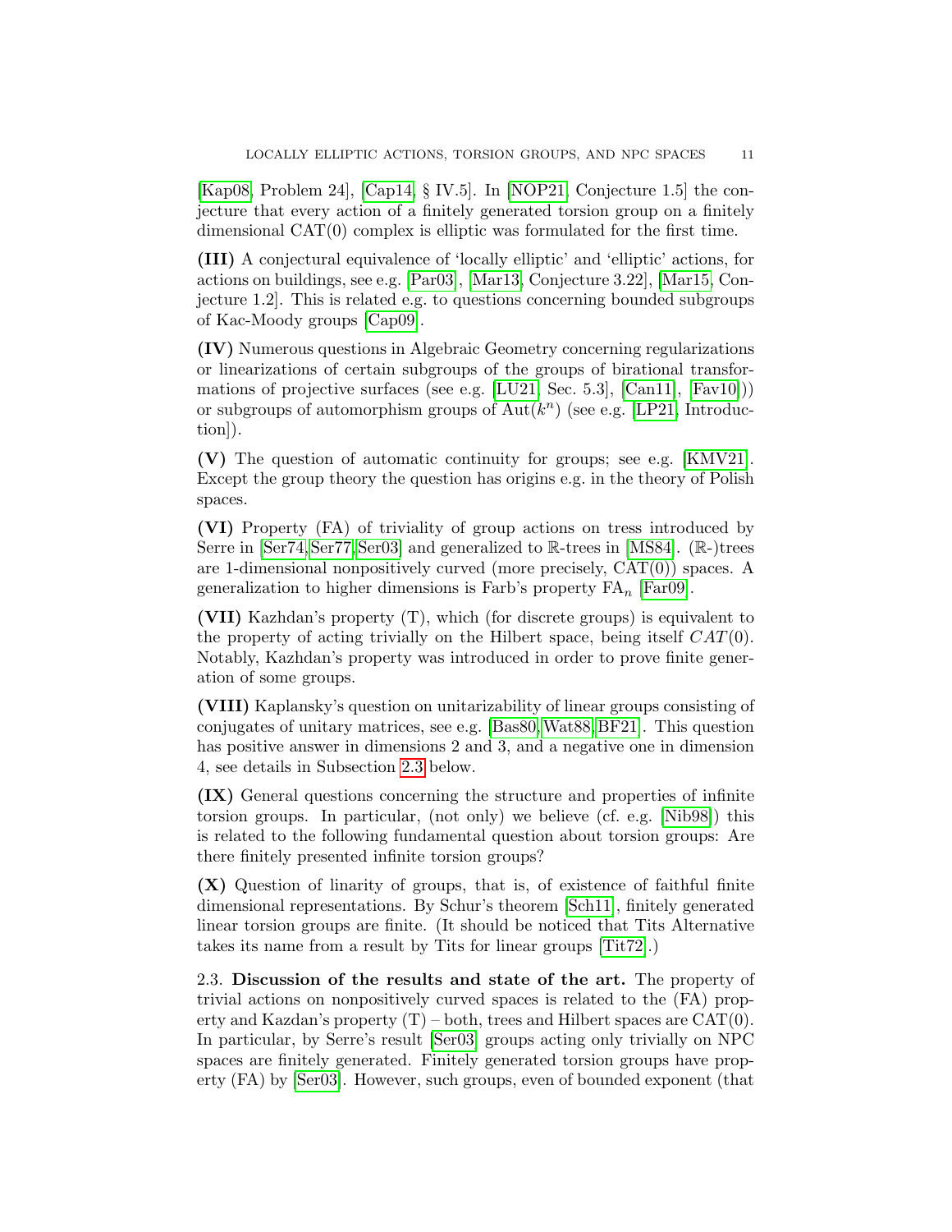[Kap08, Problem 24], [Cap14, § IV.5]. In [NOP21, Conjecture 1.5] the conjecture that every action of a finitely generated torsion group on a finitely dimensional CAT(0) complex is elliptic was formulated for the first time.

**(III)** A conjectural equivalence of 'locally elliptic' and 'elliptic' actions, for actions on buildings, see e.g. [Par03], [Mar13, Conjecture 3.22], [Mar15, Conjecture 1.2]. This is related e.g. to questions concerning bounded subgroups of Kac-Moody groups [Cap09].

**(IV)** Numerous questions in Algebraic Geometry concerning regularizations or linearizations of certain subgroups of the groups of birational transformations of projective surfaces (see e.g. [LU21, Sec. 5.3], [Can11], [Fav10])) or subgroups of automorphism groups of $\mathrm{Aut}(k^n)$ (see e.g. [LP21, Introduction]).

**(V)** The question of automatic continuity for groups; see e.g. [KMV21]. Except the group theory the question has origins e.g. in the theory of Polish spaces.

**(VI)** Property (FA) of triviality of group actions on tress introduced by Serre in [Ser74, Ser77, Ser03] and generalized to $\mathbb{R}$-trees in [MS84]. ($\mathbb{R}$-)trees are 1-dimensional nonpositively curved (more precisely, CAT(0)) spaces. A generalization to higher dimensions is Farb's property $\mathrm{FA}_n$ [Far09].

**(VII)** Kazhdan's property (T), which (for discrete groups) is equivalent to the property of acting trivially on the Hilbert space, being itself $CAT(0)$. Notably, Kazhdan's property was introduced in order to prove finite generation of some groups.

**(VIII)** Kaplansky's question on unitarizability of linear groups consisting of conjugates of unitary matrices, see e.g. [Bas80, Wat88, BF21]. This question has positive answer in dimensions 2 and 3, and a negative one in dimension 4, see details in Subsection 2.3 below.

**(IX)** General questions concerning the structure and properties of infinite torsion groups. In particular, (not only) we believe (cf. e.g. [Nib98]) this is related to the following fundamental question about torsion groups: Are there finitely presented infinite torsion groups?

**(X)** Question of linarity of groups, that is, of existence of faithful finite dimensional representations. By Schur's theorem [Sch11], finitely generated linear torsion groups are finite. (It should be noticed that Tits Alternative takes its name from a result by Tits for linear groups [Tit72].)

2.3. **Discussion of the results and state of the art.** The property of trivial actions on nonpositively curved spaces is related to the (FA) property and Kazdan's property (T) – both, trees and Hilbert spaces are CAT(0). In particular, by Serre's result [Ser03] groups acting only trivially on NPC spaces are finitely generated. Finitely generated torsion groups have property (FA) by [Ser03]. However, such groups, even of bounded exponent (that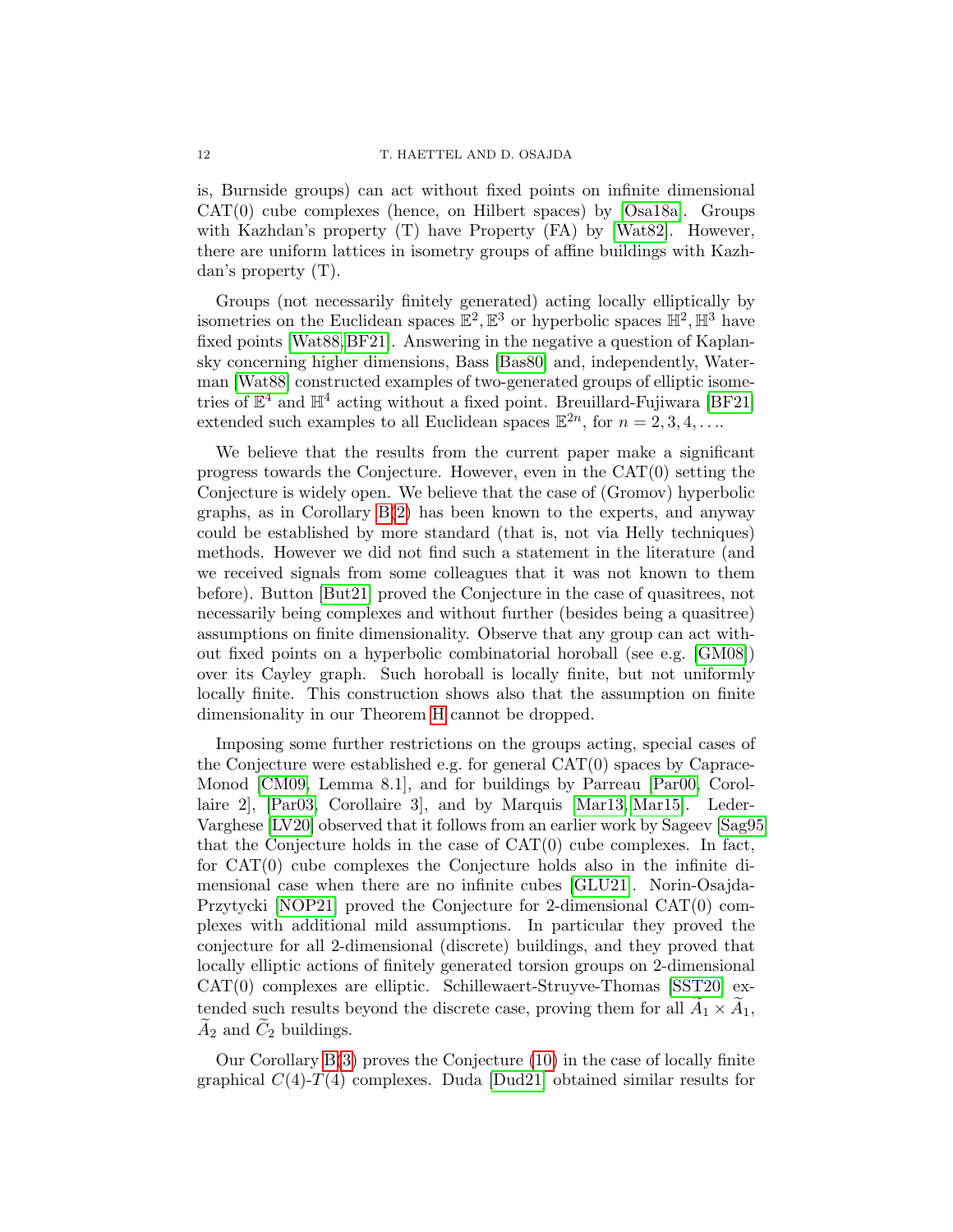is, Burnside groups) can act without fixed points on infinite dimensional CAT(0) cube complexes (hence, on Hilbert spaces) by [Osa18a]. Groups with Kazhdan's property (T) have Property (FA) by [Wat82]. However, there are uniform lattices in isometry groups of affine buildings with Kazhdan's property (T).

Groups (not necessarily finitely generated) acting locally elliptically by isometries on the Euclidean spaces $\mathbb{E}^2, \mathbb{E}^3$ or hyperbolic spaces $\mathbb{H}^2, \mathbb{H}^3$ have fixed points [Wat88, BF21]. Answering in the negative a question of Kaplansky concerning higher dimensions, Bass [Bas80] and, independently, Waterman [Wat88] constructed examples of two-generated groups of elliptic isometries of $\mathbb{E}^4$ and $\mathbb{H}^4$ acting without a fixed point. Breuillard-Fujiwara [BF21] extended such examples to all Euclidean spaces $\mathbb{E}^{2n}$, for $n = 2, 3, 4, \ldots$.

We believe that the results from the current paper make a significant progress towards the Conjecture. However, even in the CAT(0) setting the Conjecture is widely open. We believe that the case of (Gromov) hyperbolic graphs, as in Corollary B(2) has been known to the experts, and anyway could be established by more standard (that is, not via Helly techniques) methods. However we did not find such a statement in the literature (and we received signals from some colleagues that it was not known to them before). Button [But21] proved the Conjecture in the case of quasitrees, not necessarily being complexes and without further (besides being a quasitree) assumptions on finite dimensionality. Observe that any group can act without fixed points on a hyperbolic combinatorial horoball (see e.g. [GM08]) over its Cayley graph. Such horoball is locally finite, but not uniformly locally finite. This construction shows also that the assumption on finite dimensionality in our Theorem H cannot be dropped.

Imposing some further restrictions on the groups acting, special cases of the Conjecture were established e.g. for general CAT(0) spaces by Caprace-Monod [CM09, Lemma 8.1], and for buildings by Parreau [Par00, Corollaire 2], [Par03, Corollaire 3], and by Marquis [Mar13, Mar15]. Leder-Varghese [LV20] observed that it follows from an earlier work by Sageev [Sag95] that the Conjecture holds in the case of CAT(0) cube complexes. In fact, for CAT(0) cube complexes the Conjecture holds also in the infinite dimensional case when there are no infinite cubes [GLU21]. Norin-Osajda-Przytycki [NOP21] proved the Conjecture for 2-dimensional CAT(0) complexes with additional mild assumptions. In particular they proved the conjecture for all 2-dimensional (discrete) buildings, and they proved that locally elliptic actions of finitely generated torsion groups on 2-dimensional CAT(0) complexes are elliptic. Schillewaert-Struyve-Thomas [SST20] extended such results beyond the discrete case, proving them for all $\widetilde{A}_1 \times \widetilde{A}_1$, $\widetilde{A}_2$ and $\widetilde{C}_2$ buildings.

Our Corollary B(3) proves the Conjecture (10) in the case of locally finite graphical $C(4)$-$T(4)$ complexes. Duda [Dud21] obtained similar results for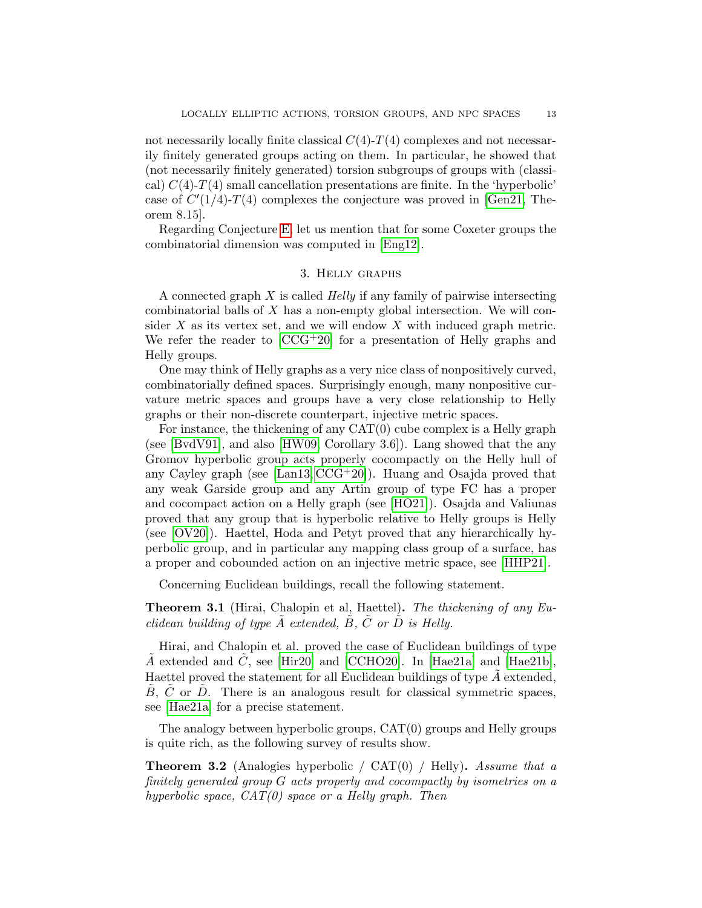not necessarily locally finite classical $C(4)$-$T(4)$ complexes and not necessarily finitely generated groups acting on them. In particular, he showed that (not necessarily finitely generated) torsion subgroups of groups with (classical) $C(4)$-$T(4)$ small cancellation presentations are finite. In the 'hyperbolic' case of $C'(1/4)$-$T(4)$ complexes the conjecture was proved in [Gen21, Theorem 8.15].

Regarding Conjecture E, let us mention that for some Coxeter groups the combinatorial dimension was computed in [Eng12].

## 3. Helly graphs

A connected graph $X$ is called *Helly* if any family of pairwise intersecting combinatorial balls of $X$ has a non-empty global intersection. We will consider $X$ as its vertex set, and we will endow $X$ with induced graph metric. We refer the reader to [CCG+20] for a presentation of Helly graphs and Helly groups.

One may think of Helly graphs as a very nice class of nonpositively curved, combinatorially defined spaces. Surprisingly enough, many nonpositive curvature metric spaces and groups have a very close relationship to Helly graphs or their non-discrete counterpart, injective metric spaces.

For instance, the thickening of any CAT(0) cube complex is a Helly graph (see [BvdV91], and also [HW09, Corollary 3.6]). Lang showed that the any Gromov hyperbolic group acts properly cocompactly on the Helly hull of any Cayley graph (see [Lan13, CCG+20]). Huang and Osajda proved that any weak Garside group and any Artin group of type FC has a proper and cocompact action on a Helly graph (see [HO21]). Osajda and Valiunas proved that any group that is hyperbolic relative to Helly groups is Helly (see [OV20]). Haettel, Hoda and Petyt proved that any hierarchically hyperbolic group, and in particular any mapping class group of a surface, has a proper and cobounded action on an injective metric space, see [HHP21].

Concerning Euclidean buildings, recall the following statement.

**Theorem 3.1** (Hirai, Chalopin et al, Haettel)**.** *The thickening of any Euclidean building of type $\tilde{A}$ extended, $\tilde{B}$, $\tilde{C}$ or $\tilde{D}$ is Helly.*

Hirai, and Chalopin et al. proved the case of Euclidean buildings of type $\tilde{A}$ extended and $\tilde{C}$, see [Hir20] and [CCHO20]. In [Hae21a] and [Hae21b], Haettel proved the statement for all Euclidean buildings of type $\tilde{A}$ extended, $\tilde{B}$, $\tilde{C}$ or $\tilde{D}$. There is an analogous result for classical symmetric spaces, see [Hae21a] for a precise statement.

The analogy between hyperbolic groups, CAT(0) groups and Helly groups is quite rich, as the following survey of results show.

**Theorem 3.2** (Analogies hyperbolic / CAT(0) / Helly)**.** *Assume that a finitely generated group $G$ acts properly and cocompactly by isometries on a hyperbolic space, CAT(0) space or a Helly graph. Then*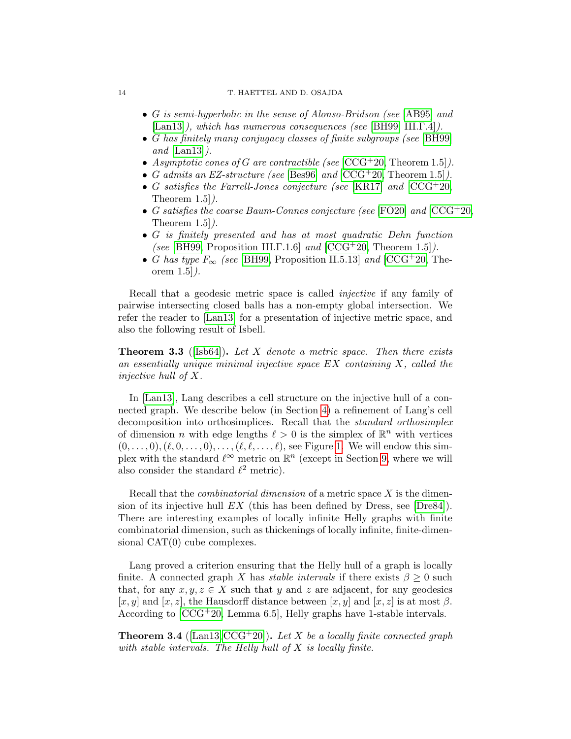- *$G$ is semi-hyperbolic in the sense of Alonso-Bridson (see* [AB95] *and* [Lan13]*), which has numerous consequences (see* [BH99, III.Γ.4]*).*
- *$G$ has finitely many conjugacy classes of finite subgroups (see* [BH99] *and* [Lan13]*).*
- *Asymptotic cones of $G$ are contractible (see* [CCG+20, Theorem 1.5]*).*
- *$G$ admits an EZ-structure (see* [Bes96] *and* [CCG+20, Theorem 1.5]*).*
- *$G$ satisfies the Farrell-Jones conjecture (see* [KR17] *and* [CCG+20, Theorem 1.5]*).*
- *$G$ satisfies the coarse Baum-Connes conjecture (see* [FO20] *and* [CCG+20, Theorem 1.5]*).*
- *$G$ is finitely presented and has at most quadratic Dehn function (see* [BH99, Proposition III.Γ.1.6] *and* [CCG+20, Theorem 1.5]*).*
- *$G$ has type $F_\infty$ (see* [BH99, Proposition II.5.13] *and* [CCG+20, Theorem 1.5]*).*

Recall that a geodesic metric space is called *injective* if any family of pairwise intersecting closed balls has a non-empty global intersection. We refer the reader to [Lan13] for a presentation of injective metric space, and also the following result of Isbell.

**Theorem 3.3** ([Isb64])**.** *Let $X$ denote a metric space. Then there exists an essentially unique minimal injective space $EX$ containing $X$, called the injective hull of $X$.*

In [Lan13], Lang describes a cell structure on the injective hull of a connected graph. We describe below (in Section 4) a refinement of Lang's cell decomposition into orthosimplices. Recall that the *standard orthosimplex* of dimension $n$ with edge lengths $\ell > 0$ is the simplex of $\mathbb{R}^n$ with vertices $(0,\dots,0), (\ell,0,\dots,0), \dots, (\ell,\ell,\dots,\ell)$, see Figure 1. We will endow this simplex with the standard $\ell^\infty$ metric on $\mathbb{R}^n$ (except in Section 9, where we will also consider the standard $\ell^2$ metric).

Recall that the *combinatorial dimension* of a metric space $X$ is the dimension of its injective hull $EX$ (this has been defined by Dress, see [Dre84]). There are interesting examples of locally infinite Helly graphs with finite combinatorial dimension, such as thickenings of locally infinite, finite-dimensional CAT(0) cube complexes.

Lang proved a criterion ensuring that the Helly hull of a graph is locally finite. A connected graph $X$ has *stable intervals* if there exists $\beta \geq 0$ such that, for any $x, y, z \in X$ such that $y$ and $z$ are adjacent, for any geodesics $[x, y]$ and $[x, z]$, the Hausdorff distance between $[x, y]$ and $[x, z]$ is at most $\beta$. According to [CCG+20, Lemma 6.5], Helly graphs have 1-stable intervals.

**Theorem 3.4** ([Lan13, CCG+20])**.** *Let $X$ be a locally finite connected graph with stable intervals. The Helly hull of $X$ is locally finite.*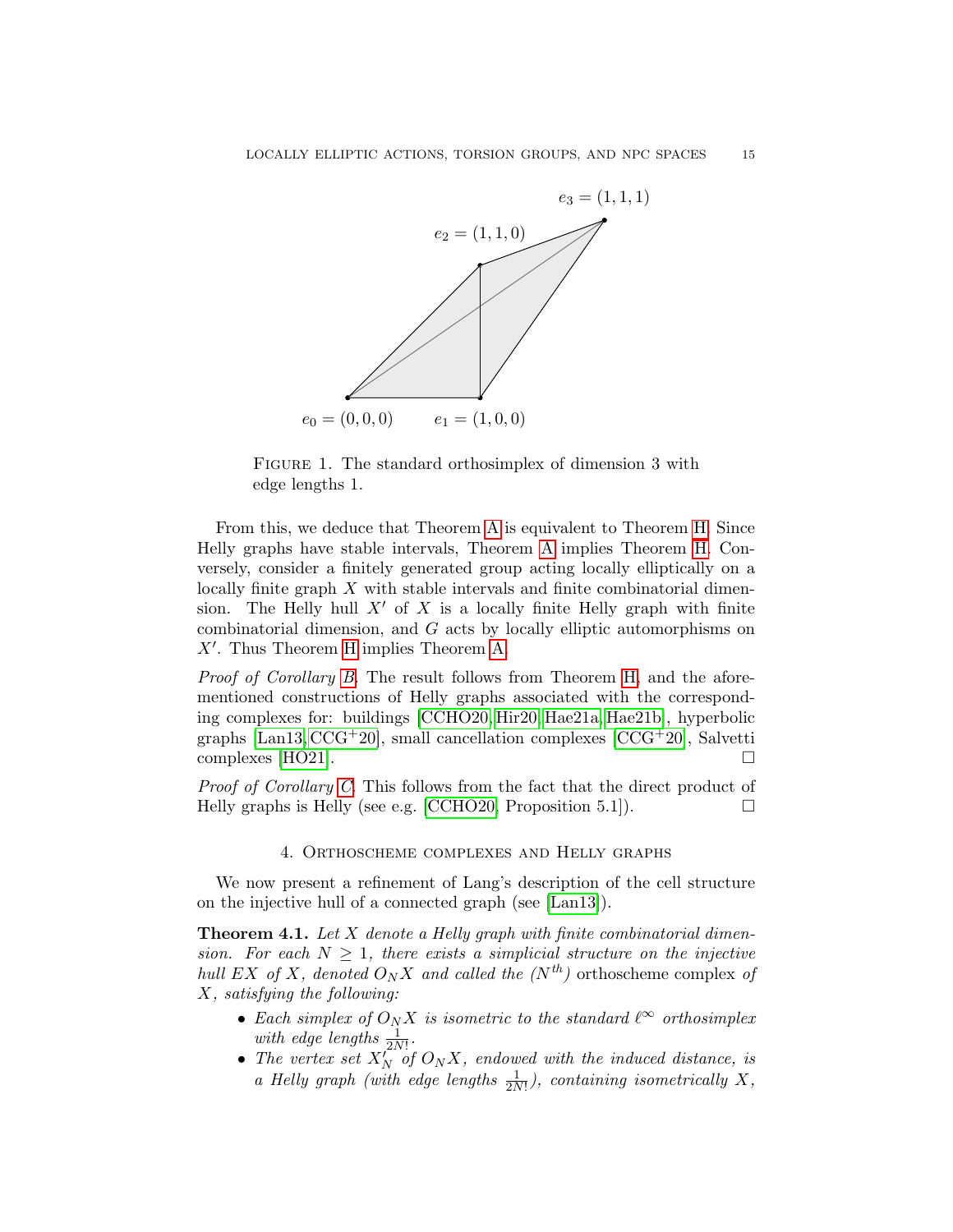FIGURE 1. The standard orthosimplex of dimension 3 with edge lengths 1.

From this, we deduce that Theorem A is equivalent to Theorem H. Since Helly graphs have stable intervals, Theorem A implies Theorem H. Conversely, consider a finitely generated group acting locally elliptically on a locally finite graph $X$ with stable intervals and finite combinatorial dimension. The Helly hull $X'$ of $X$ is a locally finite Helly graph with finite combinatorial dimension, and $G$ acts by locally elliptic automorphisms on $X'$. Thus Theorem H implies Theorem A.

*Proof of Corollary B.* The result follows from Theorem H, and the aforementioned constructions of Helly graphs associated with the corresponding complexes for: buildings [CCHO20, Hir20, Hae21a, Hae21b], hyperbolic graphs [Lan13, CCG+20], small cancellation complexes [CCG+20], Salvetti complexes [HO21]. □

*Proof of Corollary C.* This follows from the fact that the direct product of Helly graphs is Helly (see e.g. [CCHO20, Proposition 5.1]). □

## 4. Orthoscheme complexes and Helly graphs

We now present a refinement of Lang's description of the cell structure on the injective hull of a connected graph (see [Lan13]).

**Theorem 4.1.** *Let $X$ denote a Helly graph with finite combinatorial dimension. For each $N \geq 1$, there exists a simplicial structure on the injective hull $EX$ of $X$, denoted $O_N X$ and called the ($N^{th}$)* orthoscheme complex *of $X$, satisfying the following:*

- *Each simplex of $O_N X$ is isometric to the standard $\ell^\infty$ orthosimplex with edge lengths $\frac{1}{2N!}$.*
- *The vertex set $X'_N$ of $O_N X$, endowed with the induced distance, is a Helly graph (with edge lengths $\frac{1}{2N!}$), containing isometrically $X$,*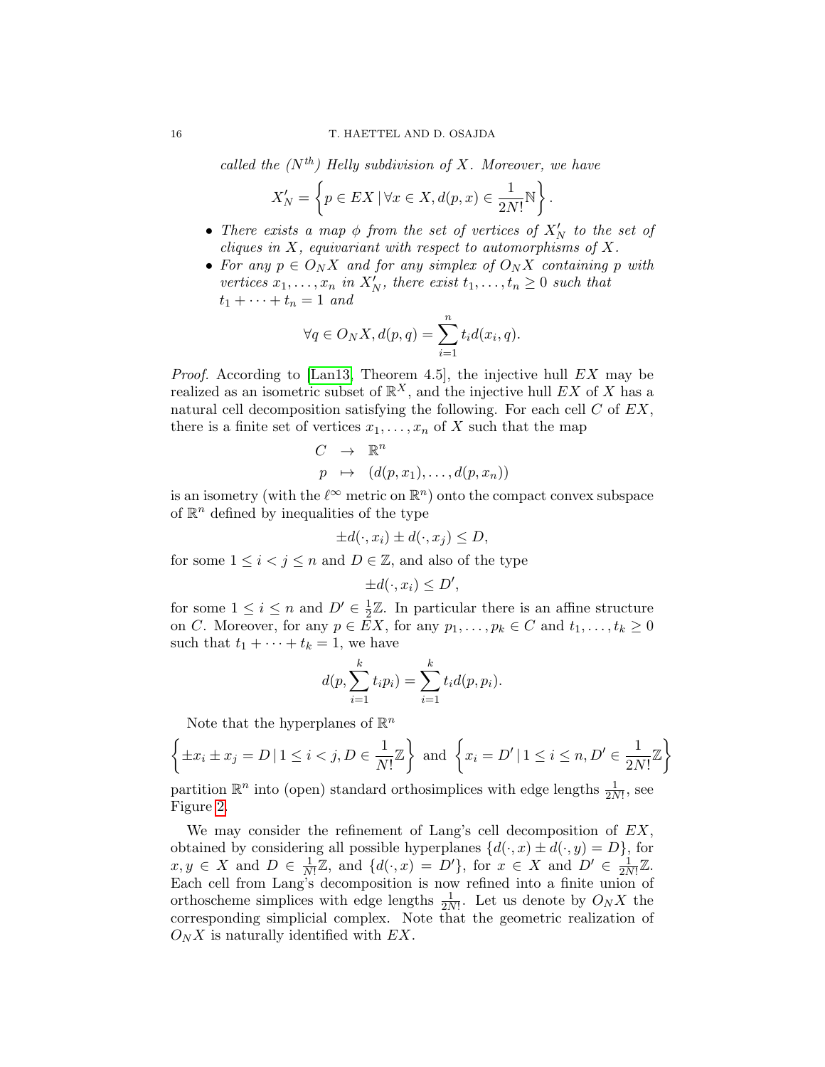*called the ($N^{th}$) Helly subdivision of $X$. Moreover, we have*

$$X'_N = \left\{ p \in EX \,|\, \forall x \in X, d(p,x) \in \frac{1}{2N!}\mathbb{N} \right\}.$$

- *There exists a map $\phi$ from the set of vertices of $X'_N$ to the set of cliques in $X$, equivariant with respect to automorphisms of $X$.*
- *For any $p \in O_N X$ and for any simplex of $O_N X$ containing $p$ with vertices $x_1, \dots, x_n$ in $X'_N$, there exist $t_1, \dots, t_n \geq 0$ such that $t_1 + \dots + t_n = 1$ and*

$$\forall q \in O_N X, d(p,q) = \sum_{i=1}^{n} t_i d(x_i, q).$$

*Proof.* According to [Lan13, Theorem 4.5], the injective hull $EX$ may be realized as an isometric subset of $\mathbb{R}^X$, and the injective hull $EX$ of $X$ has a natural cell decomposition satisfying the following. For each cell $C$ of $EX$, there is a finite set of vertices $x_1, \dots, x_n$ of $X$ such that the map

$$\begin{array}{ccc} C & \to & \mathbb{R}^n \\ p & \mapsto & (d(p,x_1), \dots, d(p,x_n)) \end{array}$$

is an isometry (with the $\ell^\infty$ metric on $\mathbb{R}^n$) onto the compact convex subspace of $\mathbb{R}^n$ defined by inequalities of the type

$$\pm d(\cdot, x_i) \pm d(\cdot, x_j) \leq D,$$

for some $1 \leq i < j \leq n$ and $D \in \mathbb{Z}$, and also of the type

$$\pm d(\cdot, x_i) \leq D',$$

for some $1 \leq i \leq n$ and $D' \in \frac{1}{2}\mathbb{Z}$. In particular there is an affine structure on $C$. Moreover, for any $p \in EX$, for any $p_1, \dots, p_k \in C$ and $t_1, \dots, t_k \geq 0$ such that $t_1 + \dots + t_k = 1$, we have

$$d(p, \sum_{i=1}^{k} t_i p_i) = \sum_{i=1}^{k} t_i d(p, p_i).$$

Note that the hyperplanes of $\mathbb{R}^n$

$$\left\{ \pm x_i \pm x_j = D \,|\, 1 \leq i < j, D \in \frac{1}{N!}\mathbb{Z} \right\} \text{ and } \left\{ x_i = D' \,|\, 1 \leq i \leq n, D' \in \frac{1}{2N!}\mathbb{Z} \right\}$$

partition $\mathbb{R}^n$ into (open) standard orthosimplices with edge lengths $\frac{1}{2N!}$, see Figure 2.

We may consider the refinement of Lang's cell decomposition of $EX$, obtained by considering all possible hyperplanes $\{d(\cdot, x) \pm d(\cdot, y) = D\}$, for $x, y \in X$ and $D \in \frac{1}{N!}\mathbb{Z}$, and $\{d(\cdot, x) = D'\}$, for $x \in X$ and $D' \in \frac{1}{2N!}\mathbb{Z}$. Each cell from Lang's decomposition is now refined into a finite union of orthoscheme simplices with edge lengths $\frac{1}{2N!}$. Let us denote by $O_N X$ the corresponding simplicial complex. Note that the geometric realization of $O_N X$ is naturally identified with $EX$.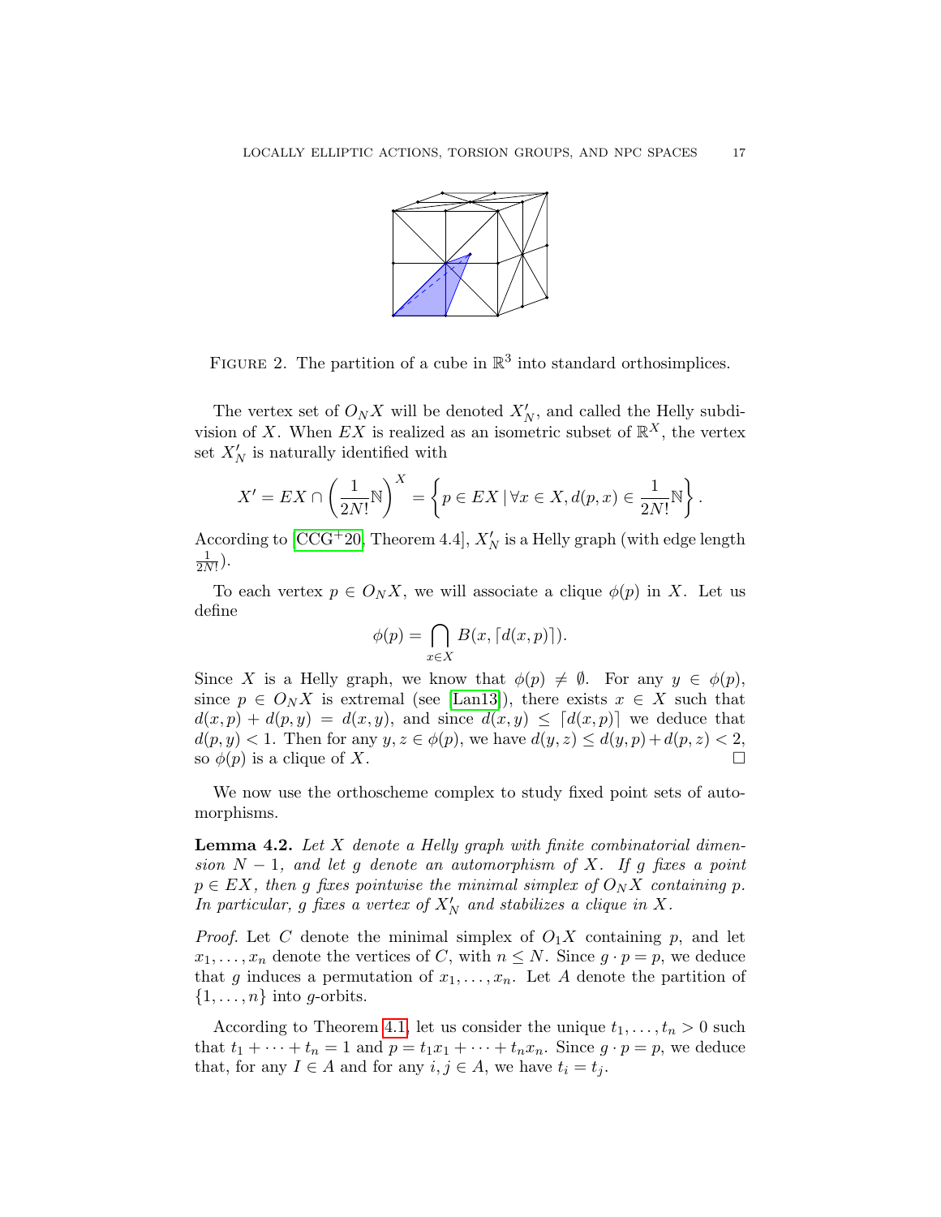FIGURE 2. The partition of a cube in $\mathbb{R}^3$ into standard orthosimplices.

The vertex set of $O_N X$ will be denoted $X'_N$, and called the Helly subdivision of $X$. When $EX$ is realized as an isometric subset of $\mathbb{R}^X$, the vertex set $X'_N$ is naturally identified with

$$X' = EX \cap \left(\frac{1}{2N!}\mathbb{N}\right)^X = \left\{p \in EX \,|\, \forall x \in X, d(p,x) \in \frac{1}{2N!}\mathbb{N}\right\}.$$

According to [CCG+20, Theorem 4.4], $X'_N$ is a Helly graph (with edge length $\frac{1}{2N!}$).

To each vertex $p \in O_N X$, we will associate a clique $\phi(p)$ in $X$. Let us define

$$\phi(p) = \bigcap_{x \in X} B(x, \lceil d(x,p) \rceil).$$

Since $X$ is a Helly graph, we know that $\phi(p) \neq \emptyset$. For any $y \in \phi(p)$, since $p \in O_N X$ is extremal (see [Lan13]), there exists $x \in X$ such that $d(x,p) + d(p,y) = d(x,y)$, and since $d(x,y) \leq \lceil d(x,p) \rceil$ we deduce that $d(p,y) < 1$. Then for any $y, z \in \phi(p)$, we have $d(y,z) \leq d(y,p) + d(p,z) < 2$, so $\phi(p)$ is a clique of $X$. $\square$

We now use the orthoscheme complex to study fixed point sets of automorphisms.

**Lemma 4.2.** *Let $X$ denote a Helly graph with finite combinatorial dimension $N-1$, and let $g$ denote an automorphism of $X$. If $g$ fixes a point $p \in EX$, then $g$ fixes pointwise the minimal simplex of $O_N X$ containing $p$. In particular, $g$ fixes a vertex of $X'_N$ and stabilizes a clique in $X$.*

*Proof.* Let $C$ denote the minimal simplex of $O_1 X$ containing $p$, and let $x_1, \dots, x_n$ denote the vertices of $C$, with $n \leq N$. Since $g \cdot p = p$, we deduce that $g$ induces a permutation of $x_1, \dots, x_n$. Let $A$ denote the partition of $\{1, \dots, n\}$ into $g$-orbits.

According to Theorem 4.1, let us consider the unique $t_1, \dots, t_n > 0$ such that $t_1 + \cdots + t_n = 1$ and $p = t_1 x_1 + \cdots + t_n x_n$. Since $g \cdot p = p$, we deduce that, for any $I \in A$ and for any $i, j \in A$, we have $t_i = t_j$.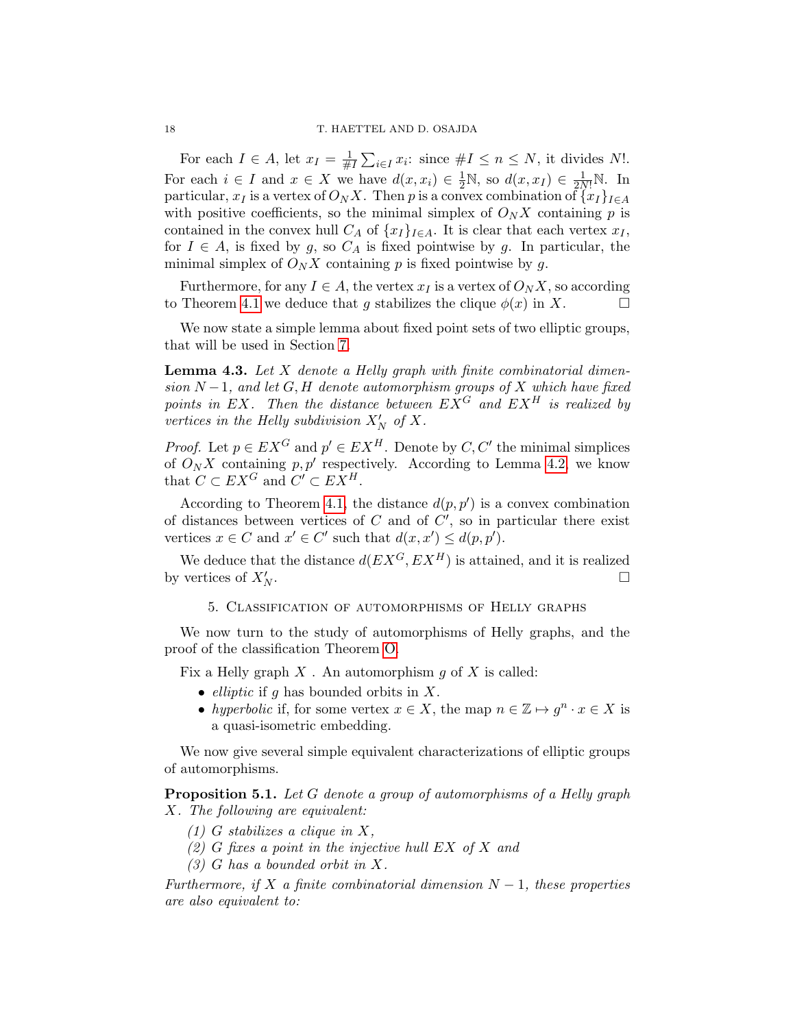For each $I \in A$, let $x_I = \frac{1}{\#I} \sum_{i \in I} x_i$: since $\#I \leq n \leq N$, it divides $N!$. For each $i \in I$ and $x \in X$ we have $d(x, x_i) \in \frac{1}{2}\mathbb{N}$, so $d(x, x_I) \in \frac{1}{2N!}\mathbb{N}$. In particular, $x_I$ is a vertex of $O_N X$. Then $p$ is a convex combination of $\{x_I\}_{I \in A}$ with positive coefficients, so the minimal simplex of $O_N X$ containing $p$ is contained in the convex hull $C_A$ of $\{x_I\}_{I \in A}$. It is clear that each vertex $x_I$, for $I \in A$, is fixed by $g$, so $C_A$ is fixed pointwise by $g$. In particular, the minimal simplex of $O_N X$ containing $p$ is fixed pointwise by $g$.

Furthermore, for any $I \in A$, the vertex $x_I$ is a vertex of $O_N X$, so according to Theorem 4.1 we deduce that $g$ stabilizes the clique $\phi(x)$ in $X$. □

We now state a simple lemma about fixed point sets of two elliptic groups, that will be used in Section 7.

**Lemma 4.3.** *Let $X$ denote a Helly graph with finite combinatorial dimension $N-1$, and let $G, H$ denote automorphism groups of $X$ which have fixed points in $EX$. Then the distance between $EX^G$ and $EX^H$ is realized by vertices in the Helly subdivision $X'_N$ of $X$.*

*Proof.* Let $p \in EX^G$ and $p' \in EX^H$. Denote by $C, C'$ the minimal simplices of $O_N X$ containing $p, p'$ respectively. According to Lemma 4.2, we know that $C \subset EX^G$ and $C' \subset EX^H$.

According to Theorem 4.1, the distance $d(p, p')$ is a convex combination of distances between vertices of $C$ and of $C'$, so in particular there exist vertices $x \in C$ and $x' \in C'$ such that $d(x, x') \leq d(p, p')$.

We deduce that the distance $d(EX^G, EX^H)$ is attained, and it is realized by vertices of $X'_N$. □

## 5. Classification of automorphisms of Helly graphs

We now turn to the study of automorphisms of Helly graphs, and the proof of the classification Theorem O.

Fix a Helly graph $X$ . An automorphism $g$ of $X$ is called:

- *elliptic* if $g$ has bounded orbits in $X$.
- *hyperbolic* if, for some vertex $x \in X$, the map $n \in \mathbb{Z} \mapsto g^n \cdot x \in X$ is a quasi-isometric embedding.

We now give several simple equivalent characterizations of elliptic groups of automorphisms.

**Proposition 5.1.** *Let $G$ denote a group of automorphisms of a Helly graph $X$. The following are equivalent:*

*(1) $G$ stabilizes a clique in $X$,*
*(2) $G$ fixes a point in the injective hull $EX$ of $X$ and*
*(3) $G$ has a bounded orbit in $X$.*

*Furthermore, if $X$ a finite combinatorial dimension $N-1$, these properties are also equivalent to:*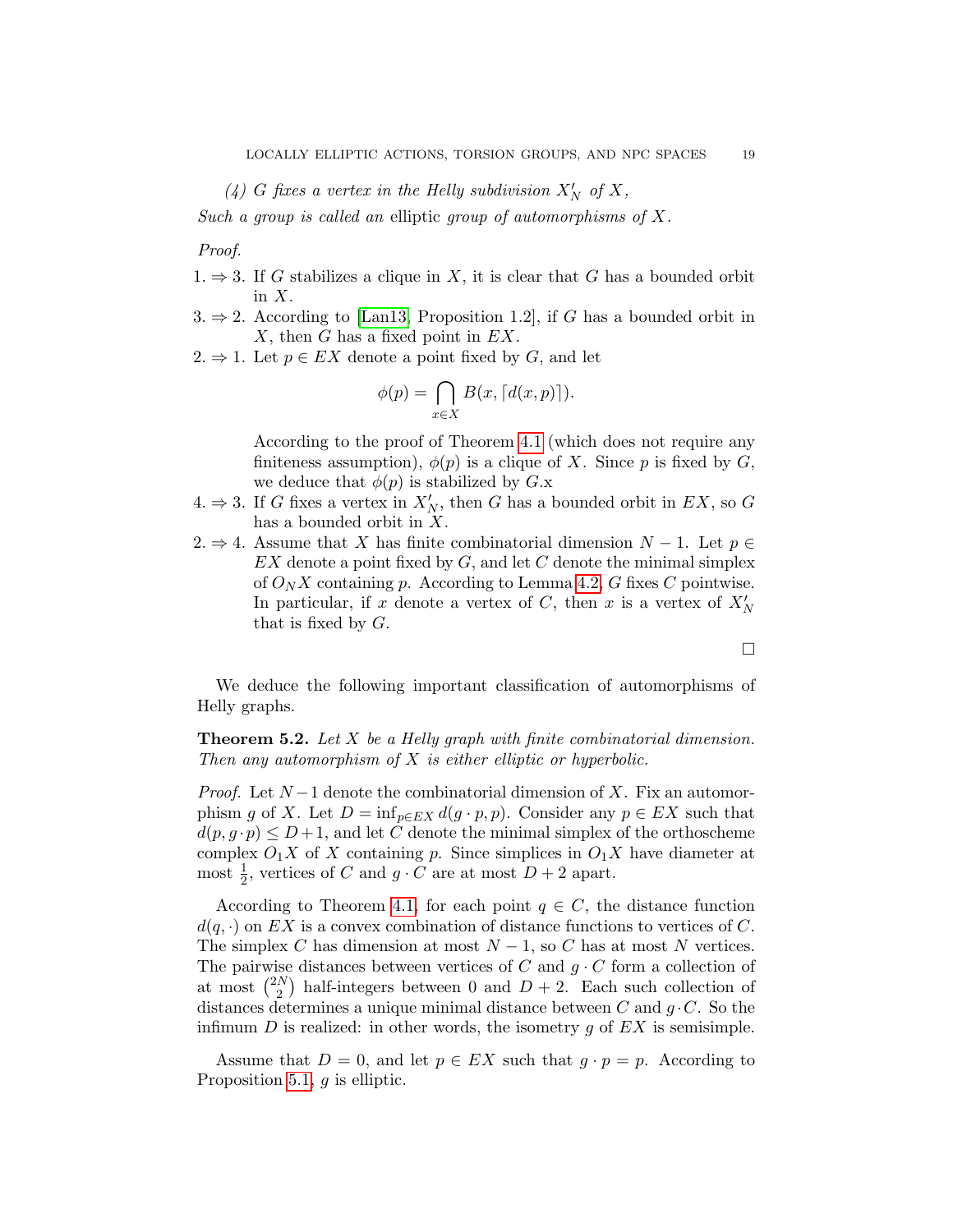*(4) $G$ fixes a vertex in the Helly subdivision $X'_N$ of $X$,*

*Such a group is called an* elliptic *group of automorphisms of $X$.*

*Proof.*

1. $\Rightarrow$ 3. If $G$ stabilizes a clique in $X$, it is clear that $G$ has a bounded orbit in $X$.
3. $\Rightarrow$ 2. According to [Lan13, Proposition 1.2], if $G$ has a bounded orbit in $X$, then $G$ has a fixed point in $EX$.
2. $\Rightarrow$ 1. Let $p \in EX$ denote a point fixed by $G$, and let

$$\phi(p) = \bigcap_{x \in X} B(x, \lceil d(x,p) \rceil).$$

According to the proof of Theorem 4.1 (which does not require any finiteness assumption), $\phi(p)$ is a clique of $X$. Since $p$ is fixed by $G$, we deduce that $\phi(p)$ is stabilized by $G$.x

4. $\Rightarrow$ 3. If $G$ fixes a vertex in $X'_N$, then $G$ has a bounded orbit in $EX$, so $G$ has a bounded orbit in $X$.
2. $\Rightarrow$ 4. Assume that $X$ has finite combinatorial dimension $N-1$. Let $p \in EX$ denote a point fixed by $G$, and let $C$ denote the minimal simplex of $O_N X$ containing $p$. According to Lemma 4.2, $G$ fixes $C$ pointwise. In particular, if $x$ denote a vertex of $C$, then $x$ is a vertex of $X'_N$ that is fixed by $G$.

□

We deduce the following important classification of automorphisms of Helly graphs.

**Theorem 5.2.** *Let $X$ be a Helly graph with finite combinatorial dimension. Then any automorphism of $X$ is either elliptic or hyperbolic.*

*Proof.* Let $N-1$ denote the combinatorial dimension of $X$. Fix an automorphism $g$ of $X$. Let $D = \inf_{p \in EX} d(g \cdot p, p)$. Consider any $p \in EX$ such that $d(p, g \cdot p) \leq D+1$, and let $C$ denote the minimal simplex of the orthoscheme complex $O_1 X$ of $X$ containing $p$. Since simplices in $O_1 X$ have diameter at most $\frac{1}{2}$, vertices of $C$ and $g \cdot C$ are at most $D+2$ apart.

According to Theorem 4.1, for each point $q \in C$, the distance function $d(q, \cdot)$ on $EX$ is a convex combination of distance functions to vertices of $C$. The simplex $C$ has dimension at most $N-1$, so $C$ has at most $N$ vertices. The pairwise distances between vertices of $C$ and $g \cdot C$ form a collection of at most $\binom{2N}{2}$ half-integers between 0 and $D+2$. Each such collection of distances determines a unique minimal distance between $C$ and $g \cdot C$. So the infimum $D$ is realized: in other words, the isometry $g$ of $EX$ is semisimple.

Assume that $D = 0$, and let $p \in EX$ such that $g \cdot p = p$. According to Proposition 5.1, $g$ is elliptic.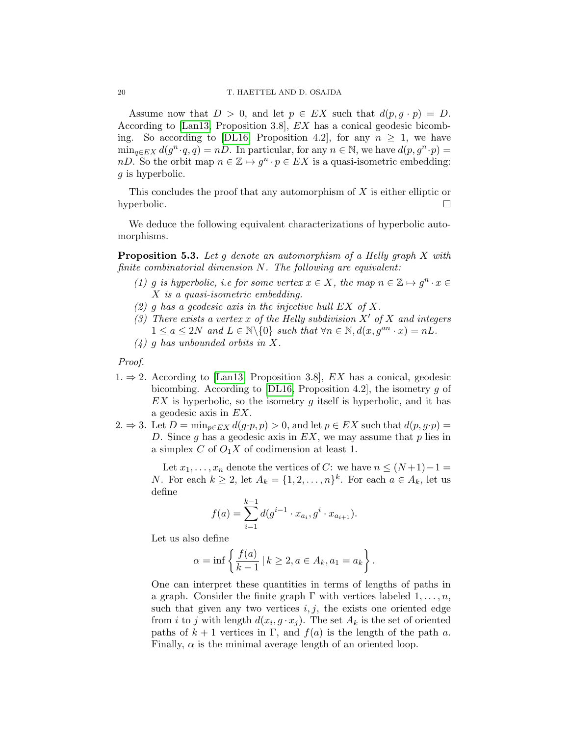Assume now that $D > 0$, and let $p \in EX$ such that $d(p, g \cdot p) = D$. According to [Lan13, Proposition 3.8], $EX$ has a conical geodesic bicombing. So according to [DL16, Proposition 4.2], for any $n \geq 1$, we have $\min_{q \in EX} d(g^n \cdot q, q) = nD$. In particular, for any $n \in \mathbb{N}$, we have $d(p, g^n \cdot p) = nD$. So the orbit map $n \in \mathbb{Z} \mapsto g^n \cdot p \in EX$ is a quasi-isometric embedding: $g$ is hyperbolic.

This concludes the proof that any automorphism of $X$ is either elliptic or hyperbolic. □

We deduce the following equivalent characterizations of hyperbolic automorphisms.

**Proposition 5.3.** *Let $g$ denote an automorphism of a Helly graph $X$ with finite combinatorial dimension $N$. The following are equivalent:*

1. *$g$ is hyperbolic, i.e for some vertex $x \in X$, the map $n \in \mathbb{Z} \mapsto g^n \cdot x \in X$ is a quasi-isometric embedding.*
2. *$g$ has a geodesic axis in the injective hull $EX$ of $X$.*
3. *There exists a vertex $x$ of the Helly subdivision $X'$ of $X$ and integers $1 \leq a \leq 2N$ and $L \in \mathbb{N}\backslash\{0\}$ such that $\forall n \in \mathbb{N}, d(x, g^{an} \cdot x) = nL$.*
4. *$g$ has unbounded orbits in $X$.*

*Proof.*

$1. \Rightarrow 2.$ According to [Lan13, Proposition 3.8], $EX$ has a conical, geodesic bicombing. According to [DL16, Proposition 4.2], the isometry $g$ of $EX$ is hyperbolic, so the isometry $g$ itself is hyperbolic, and it has a geodesic axis in $EX$.

$2. \Rightarrow 3.$ Let $D = \min_{p \in EX} d(g \cdot p, p) > 0$, and let $p \in EX$ such that $d(p, g \cdot p) = D$. Since $g$ has a geodesic axis in $EX$, we may assume that $p$ lies in a simplex $C$ of $O_1X$ of codimension at least 1.

Let $x_1, \ldots, x_n$ denote the vertices of $C$: we have $n \leq (N+1) - 1 = N$. For each $k \geq 2$, let $A_k = \{1, 2, \ldots, n\}^k$. For each $a \in A_k$, let us define

$$f(a) = \sum_{i=1}^{k-1} d(g^{i-1} \cdot x_{a_i}, g^i \cdot x_{a_{i+1}}).$$

Let us also define

$$\alpha = \inf \left\{ \frac{f(a)}{k-1} \,|\, k \geq 2, a \in A_k, a_1 = a_k \right\}.$$

One can interpret these quantities in terms of lengths of paths in a graph. Consider the finite graph $\Gamma$ with vertices labeled $1, \ldots, n$, such that given any two vertices $i, j$, the exists one oriented edge from $i$ to $j$ with length $d(x_i, g \cdot x_j)$. The set $A_k$ is the set of oriented paths of $k+1$ vertices in $\Gamma$, and $f(a)$ is the length of the path $a$. Finally, $\alpha$ is the minimal average length of an oriented loop.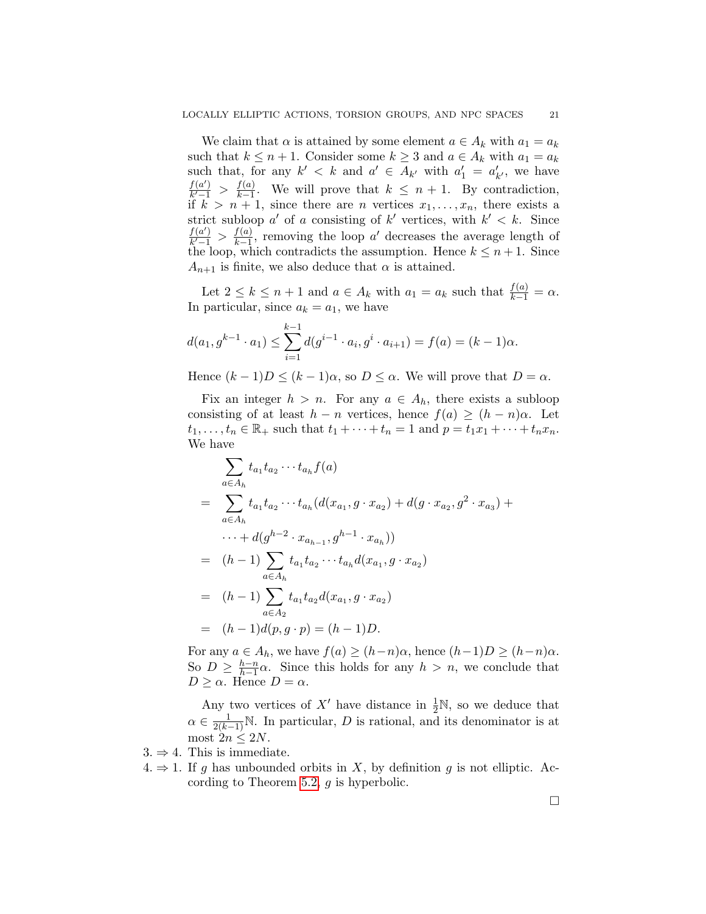We claim that $\alpha$ is attained by some element $a \in A_k$ with $a_1 = a_k$ such that $k \leq n+1$. Consider some $k \geq 3$ and $a \in A_k$ with $a_1 = a_k$ such that, for any $k' < k$ and $a' \in A_{k'}$ with $a'_1 = a'_{k'}$, we have $\frac{f(a')}{k'-1} > \frac{f(a)}{k-1}$. We will prove that $k \leq n+1$. By contradiction, if $k > n+1$, since there are $n$ vertices $x_1, \dots, x_n$, there exists a strict subloop $a'$ of $a$ consisting of $k'$ vertices, with $k' < k$. Since $\frac{f(a')}{k'-1} > \frac{f(a)}{k-1}$, removing the loop $a'$ decreases the average length of the loop, which contradicts the assumption. Hence $k \leq n+1$. Since $A_{n+1}$ is finite, we also deduce that $\alpha$ is attained.

Let $2 \leq k \leq n+1$ and $a \in A_k$ with $a_1 = a_k$ such that $\frac{f(a)}{k-1} = \alpha$. In particular, since $a_k = a_1$, we have

$$d(a_1, g^{k-1} \cdot a_1) \leq \sum_{i=1}^{k-1} d(g^{i-1} \cdot a_i, g^i \cdot a_{i+1}) = f(a) = (k-1)\alpha.$$

Hence $(k-1)D \leq (k-1)\alpha$, so $D \leq \alpha$. We will prove that $D = \alpha$.

Fix an integer $h > n$. For any $a \in A_h$, there exists a subloop consisting of at least $h - n$ vertices, hence $f(a) \geq (h-n)\alpha$. Let $t_1, \dots, t_n \in \mathbb{R}_+$ such that $t_1 + \cdots + t_n = 1$ and $p = t_1 x_1 + \cdots + t_n x_n$. We have

$$\begin{aligned}
& \sum_{a \in A_h} t_{a_1} t_{a_2} \cdots t_{a_h} f(a) \\
= \;& \sum_{a \in A_h} t_{a_1} t_{a_2} \cdots t_{a_h} (d(x_{a_1}, g \cdot x_{a_2}) + d(g \cdot x_{a_2}, g^2 \cdot x_{a_3}) + \\
& \cdots + d(g^{h-2} \cdot x_{a_{h-1}}, g^{h-1} \cdot x_{a_h})) \\
= \;& (h-1) \sum_{a \in A_h} t_{a_1} t_{a_2} \cdots t_{a_h} d(x_{a_1}, g \cdot x_{a_2}) \\
= \;& (h-1) \sum_{a \in A_2} t_{a_1} t_{a_2} d(x_{a_1}, g \cdot x_{a_2}) \\
= \;& (h-1) d(p, g \cdot p) = (h-1)D.
\end{aligned}$$

For any $a \in A_h$, we have $f(a) \geq (h-n)\alpha$, hence $(h-1)D \geq (h-n)\alpha$. So $D \geq \frac{h-n}{h-1}\alpha$. Since this holds for any $h > n$, we conclude that $D \geq \alpha$. Hence $D = \alpha$.

Any two vertices of $X'$ have distance in $\frac{1}{2}\mathbb{N}$, so we deduce that $\alpha \in \frac{1}{2(k-1)}\mathbb{N}$. In particular, $D$ is rational, and its denominator is at most $2n \leq 2N$.

3. $\Rightarrow$ 4. This is immediate.

4. $\Rightarrow$ 1. If $g$ has unbounded orbits in $X$, by definition $g$ is not elliptic. According to Theorem 5.2, $g$ is hyperbolic.

□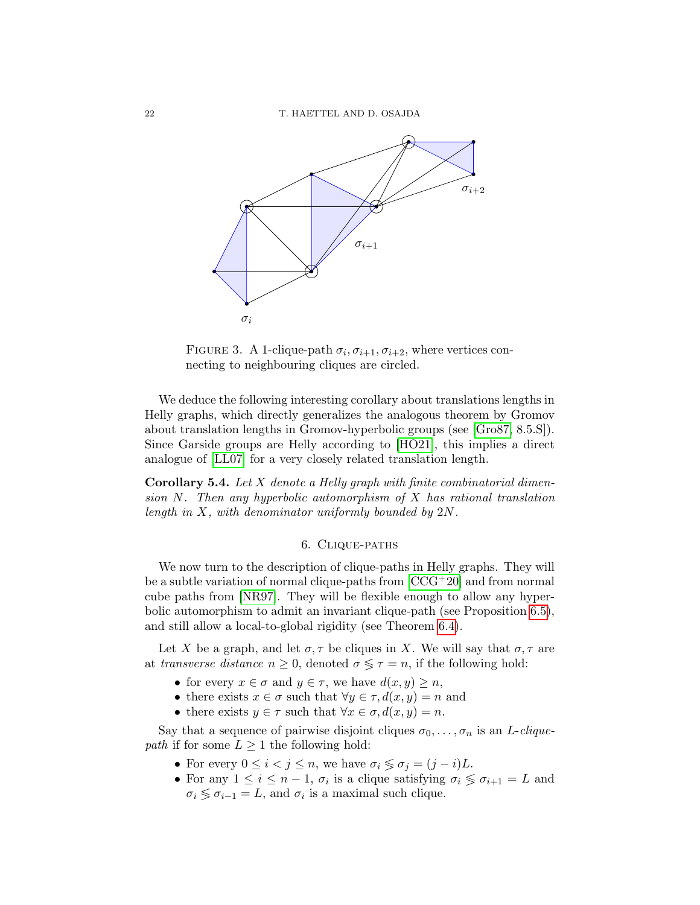FIGURE 3. A 1-clique-path $\sigma_i, \sigma_{i+1}, \sigma_{i+2}$, where vertices connecting to neighbouring cliques are circled.

We deduce the following interesting corollary about translations lengths in Helly graphs, which directly generalizes the analogous theorem by Gromov about translation lengths in Gromov-hyperbolic groups (see [Gro87, 8.5.S]). Since Garside groups are Helly according to [HO21], this implies a direct analogue of [LL07] for a very closely related translation length.

**Corollary 5.4.** *Let $X$ denote a Helly graph with finite combinatorial dimension $N$. Then any hyperbolic automorphism of $X$ has rational translation length in $X$, with denominator uniformly bounded by $2N$.*

## 6. Clique-paths

We now turn to the description of clique-paths in Helly graphs. They will be a subtle variation of normal clique-paths from [CCG+20] and from normal cube paths from [NR97]. They will be flexible enough to allow any hyperbolic automorphism to admit an invariant clique-path (see Proposition 6.5), and still allow a local-to-global rigidity (see Theorem 6.4).

Let $X$ be a graph, and let $\sigma, \tau$ be cliques in $X$. We will say that $\sigma, \tau$ are at *transverse distance* $n \geq 0$, denoted $\sigma \lessgtr \tau = n$, if the following hold:

- for every $x \in \sigma$ and $y \in \tau$, we have $d(x, y) \geq n$,
- there exists $x \in \sigma$ such that $\forall y \in \tau, d(x, y) = n$ and
- there exists $y \in \tau$ such that $\forall x \in \sigma, d(x, y) = n$.

Say that a sequence of pairwise disjoint cliques $\sigma_0, \dots, \sigma_n$ is an *$L$-clique-path* if for some $L \geq 1$ the following hold:

- For every $0 \leq i < j \leq n$, we have $\sigma_i \lessgtr \sigma_j = (j - i)L$.
- For any $1 \leq i \leq n-1$, $\sigma_i$ is a clique satisfying $\sigma_i \lessgtr \sigma_{i+1} = L$ and $\sigma_i \lessgtr \sigma_{i-1} = L$, and $\sigma_i$ is a maximal such clique.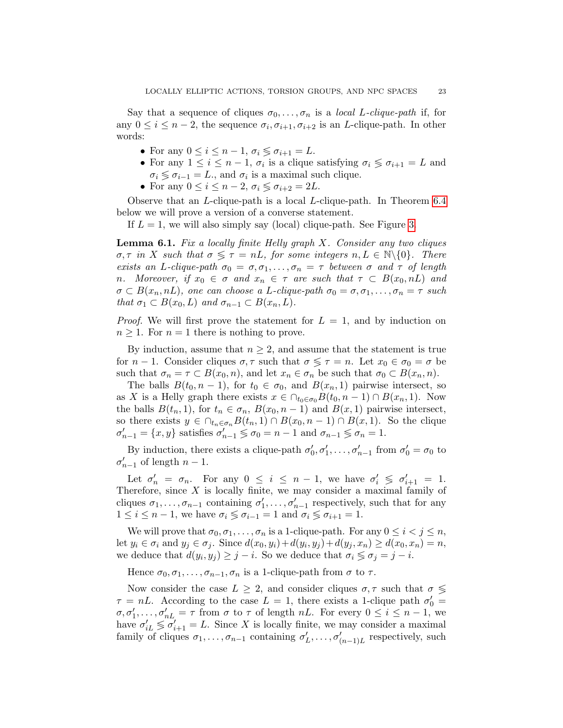Say that a sequence of cliques $\sigma_0, \dots, \sigma_n$ is a *local $L$-clique-path* if, for any $0 \leq i \leq n-2$, the sequence $\sigma_i, \sigma_{i+1}, \sigma_{i+2}$ is an $L$-clique-path. In other words:

- For any $0 \leq i \leq n-1$, $\sigma_i \lesseqgtr \sigma_{i+1} = L$.
- For any $1 \leq i \leq n-1$, $\sigma_i$ is a clique satisfying $\sigma_i \lesseqgtr \sigma_{i+1} = L$ and $\sigma_i \lesseqgtr \sigma_{i-1} = L$., and $\sigma_i$ is a maximal such clique.
- For any $0 \leq i \leq n-2$, $\sigma_i \lesseqgtr \sigma_{i+2} = 2L$.

Observe that an $L$-clique-path is a local $L$-clique-path. In Theorem 6.4 below we will prove a version of a converse statement.

If $L = 1$, we will also simply say (local) clique-path. See Figure 3.

**Lemma 6.1.** *Fix a locally finite Helly graph $X$. Consider any two cliques $\sigma, \tau$ in $X$ such that $\sigma \lesseqgtr \tau = nL$, for some integers $n, L \in \mathbb{N}\backslash\{0\}$. There exists an $L$-clique-path $\sigma_0 = \sigma, \sigma_1, \dots, \sigma_n = \tau$ between $\sigma$ and $\tau$ of length $n$. Moreover, if $x_0 \in \sigma$ and $x_n \in \tau$ are such that $\tau \subset B(x_0, nL)$ and $\sigma \subset B(x_n, nL)$, one can choose a $L$-clique-path $\sigma_0 = \sigma, \sigma_1, \dots, \sigma_n = \tau$ such that $\sigma_1 \subset B(x_0, L)$ and $\sigma_{n-1} \subset B(x_n, L)$.*

*Proof.* We will first prove the statement for $L = 1$, and by induction on $n \geq 1$. For $n = 1$ there is nothing to prove.

By induction, assume that $n \geq 2$, and assume that the statement is true for $n-1$. Consider cliques $\sigma, \tau$ such that $\sigma \lesseqgtr \tau = n$. Let $x_0 \in \sigma_0 = \sigma$ be such that $\sigma_n = \tau \subset B(x_0, n)$, and let $x_n \in \sigma_n$ be such that $\sigma_0 \subset B(x_n, n)$.

The balls $B(t_0, n-1)$, for $t_0 \in \sigma_0$, and $B(x_n, 1)$ pairwise intersect, so as $X$ is a Helly graph there exists $x \in \cap_{t_0 \in \sigma_0} B(t_0, n-1) \cap B(x_n, 1)$. Now the balls $B(t_n, 1)$, for $t_n \in \sigma_n$, $B(x_0, n-1)$ and $B(x, 1)$ pairwise intersect, so there exists $y \in \cap_{t_n \in \sigma_n} B(t_n, 1) \cap B(x_0, n-1) \cap B(x, 1)$. So the clique $\sigma'_{n-1} = \{x, y\}$ satisfies $\sigma'_{n-1} \lesseqgtr \sigma_0 = n-1$ and $\sigma_{n-1} \lesseqgtr \sigma_n = 1$.

By induction, there exists a clique-path $\sigma'_0, \sigma'_1, \dots, \sigma'_{n-1}$ from $\sigma'_0 = \sigma_0$ to $\sigma'_{n-1}$ of length $n-1$.

Let $\sigma'_n = \sigma_n$. For any $0 \leq i \leq n-1$, we have $\sigma'_i \lesseqgtr \sigma'_{i+1} = 1$. Therefore, since $X$ is locally finite, we may consider a maximal family of cliques $\sigma_1, \dots, \sigma_{n-1}$ containing $\sigma'_1, \dots, \sigma'_{n-1}$ respectively, such that for any $1 \leq i \leq n-1$, we have $\sigma_i \lesseqgtr \sigma_{i-1} = 1$ and $\sigma_i \lesseqgtr \sigma_{i+1} = 1$.

We will prove that $\sigma_0, \sigma_1, \dots, \sigma_n$ is a 1-clique-path. For any $0 \leq i < j \leq n$, let $y_i \in \sigma_i$ and $y_j \in \sigma_j$. Since $d(x_0, y_i) + d(y_i, y_j) + d(y_j, x_n) \geq d(x_0, x_n) = n$, we deduce that $d(y_i, y_j) \geq j - i$. So we deduce that $\sigma_i \lesseqgtr \sigma_j = j - i$.

Hence $\sigma_0, \sigma_1, \dots, \sigma_{n-1}, \sigma_n$ is a 1-clique-path from $\sigma$ to $\tau$.

Now consider the case $L \geq 2$, and consider cliques $\sigma, \tau$ such that $\sigma \lesseqgtr \tau = nL$. According to the case $L = 1$, there exists a 1-clique path $\sigma'_0 = \sigma, \sigma'_1, \dots, \sigma'_{nL} = \tau$ from $\sigma$ to $\tau$ of length $nL$. For every $0 \leq i \leq n-1$, we have $\sigma'_{iL} \lesseqgtr \sigma'_{i+1} = L$. Since $X$ is locally finite, we may consider a maximal family of cliques $\sigma_1, \dots, \sigma_{n-1}$ containing $\sigma'_L, \dots, \sigma'_{(n-1)L}$ respectively, such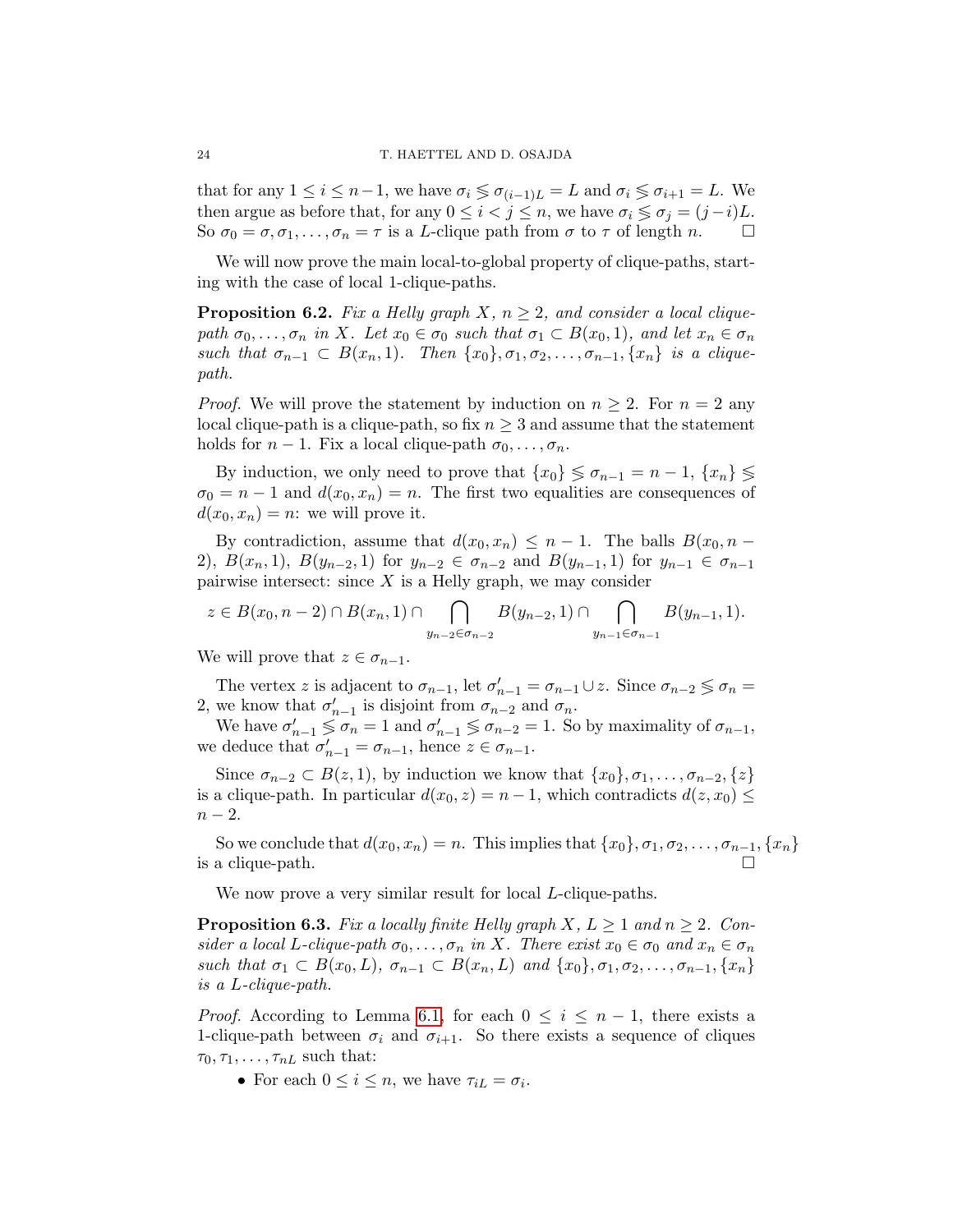that for any $1 \leq i \leq n-1$, we have $\sigma_i \lessgtr \sigma_{(i-1)L} = L$ and $\sigma_i \lessgtr \sigma_{i+1} = L$. We then argue as before that, for any $0 \leq i < j \leq n$, we have $\sigma_i \lessgtr \sigma_j = (j-i)L$. So $\sigma_0 = \sigma, \sigma_1, \ldots, \sigma_n = \tau$ is a $L$-clique path from $\sigma$ to $\tau$ of length $n$. $\square$

We will now prove the main local-to-global property of clique-paths, starting with the case of local 1-clique-paths.

**Proposition 6.2.** *Fix a Helly graph $X$, $n \geq 2$, and consider a local clique-path $\sigma_0, \ldots, \sigma_n$ in $X$. Let $x_0 \in \sigma_0$ such that $\sigma_1 \subset B(x_0, 1)$, and let $x_n \in \sigma_n$ such that $\sigma_{n-1} \subset B(x_n, 1)$. Then $\{x_0\}, \sigma_1, \sigma_2, \ldots, \sigma_{n-1}, \{x_n\}$ is a clique-path.*

*Proof.* We will prove the statement by induction on $n \geq 2$. For $n = 2$ any local clique-path is a clique-path, so fix $n \geq 3$ and assume that the statement holds for $n-1$. Fix a local clique-path $\sigma_0, \ldots, \sigma_n$.

By induction, we only need to prove that $\{x_0\} \lessgtr \sigma_{n-1} = n-1$, $\{x_n\} \lessgtr \sigma_0 = n-1$ and $d(x_0, x_n) = n$. The first two equalities are consequences of $d(x_0, x_n) = n$: we will prove it.

By contradiction, assume that $d(x_0, x_n) \leq n-1$. The balls $B(x_0, n-2)$, $B(x_n, 1)$, $B(y_{n-2}, 1)$ for $y_{n-2} \in \sigma_{n-2}$ and $B(y_{n-1}, 1)$ for $y_{n-1} \in \sigma_{n-1}$ pairwise intersect: since $X$ is a Helly graph, we may consider

$$z \in B(x_0, n-2) \cap B(x_n, 1) \cap \bigcap_{y_{n-2} \in \sigma_{n-2}} B(y_{n-2}, 1) \cap \bigcap_{y_{n-1} \in \sigma_{n-1}} B(y_{n-1}, 1).$$

We will prove that $z \in \sigma_{n-1}$.

The vertex $z$ is adjacent to $\sigma_{n-1}$, let $\sigma'_{n-1} = \sigma_{n-1} \cup z$. Since $\sigma_{n-2} \lessgtr \sigma_n = 2$, we know that $\sigma'_{n-1}$ is disjoint from $\sigma_{n-2}$ and $\sigma_n$.

We have $\sigma'_{n-1} \lessgtr \sigma_n = 1$ and $\sigma'_{n-1} \lessgtr \sigma_{n-2} = 1$. So by maximality of $\sigma_{n-1}$, we deduce that $\sigma'_{n-1} = \sigma_{n-1}$, hence $z \in \sigma_{n-1}$.

Since $\sigma_{n-2} \subset B(z, 1)$, by induction we know that $\{x_0\}, \sigma_1, \ldots, \sigma_{n-2}, \{z\}$ is a clique-path. In particular $d(x_0, z) = n-1$, which contradicts $d(z, x_0) \leq n-2$.

So we conclude that $d(x_0, x_n) = n$. This implies that $\{x_0\}, \sigma_1, \sigma_2, \ldots, \sigma_{n-1}, \{x_n\}$ is a clique-path. $\square$

We now prove a very similar result for local $L$-clique-paths.

**Proposition 6.3.** *Fix a locally finite Helly graph $X$, $L \geq 1$ and $n \geq 2$. Consider a local $L$-clique-path $\sigma_0, \ldots, \sigma_n$ in $X$. There exist $x_0 \in \sigma_0$ and $x_n \in \sigma_n$ such that $\sigma_1 \subset B(x_0, L)$, $\sigma_{n-1} \subset B(x_n, L)$ and $\{x_0\}, \sigma_1, \sigma_2, \ldots, \sigma_{n-1}, \{x_n\}$ is a $L$-clique-path.*

*Proof.* According to Lemma 6.1, for each $0 \leq i \leq n-1$, there exists a 1-clique-path between $\sigma_i$ and $\sigma_{i+1}$. So there exists a sequence of cliques $\tau_0, \tau_1, \ldots, \tau_{nL}$ such that:

- For each $0 \leq i \leq n$, we have $\tau_{iL} = \sigma_i$.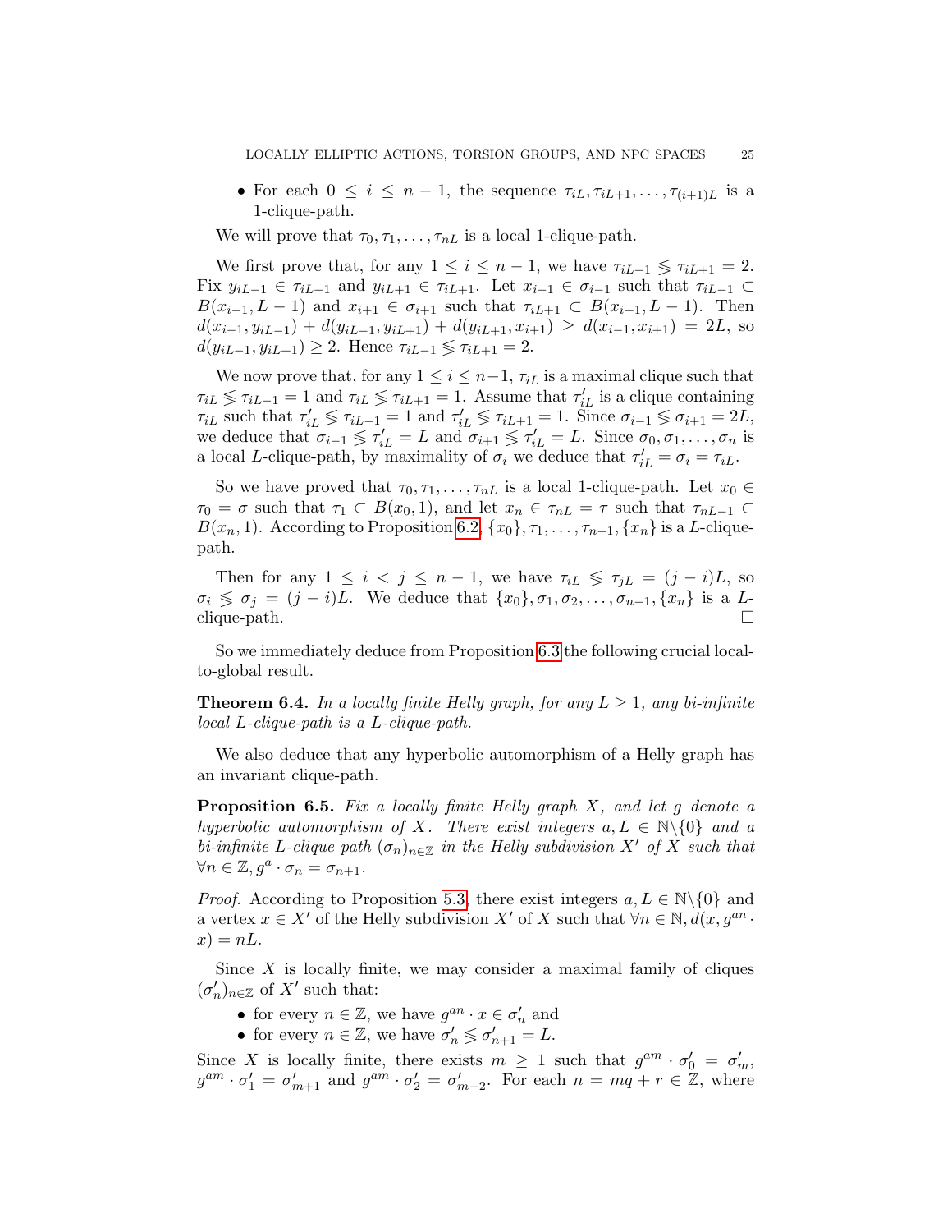- For each $0 \le i \le n-1$, the sequence $\tau_{iL}, \tau_{iL+1}, \dots, \tau_{(i+1)L}$ is a 1-clique-path.

We will prove that $\tau_0, \tau_1, \dots, \tau_{nL}$ is a local 1-clique-path.

We first prove that, for any $1 \le i \le n-1$, we have $\tau_{iL-1} \lessgtr \tau_{iL+1} = 2$. Fix $y_{iL-1} \in \tau_{iL-1}$ and $y_{iL+1} \in \tau_{iL+1}$. Let $x_{i-1} \in \sigma_{i-1}$ such that $\tau_{iL-1} \subset B(x_{i-1}, L-1)$ and $x_{i+1} \in \sigma_{i+1}$ such that $\tau_{iL+1} \subset B(x_{i+1}, L-1)$. Then $d(x_{i-1}, y_{iL-1}) + d(y_{iL-1}, y_{iL+1}) + d(y_{iL+1}, x_{i+1}) \ge d(x_{i-1}, x_{i+1}) = 2L$, so $d(y_{iL-1}, y_{iL+1}) \ge 2$. Hence $\tau_{iL-1} \lessgtr \tau_{iL+1} = 2$.

We now prove that, for any $1 \le i \le n-1$, $\tau_{iL}$ is a maximal clique such that $\tau_{iL} \lessgtr \tau_{iL-1} = 1$ and $\tau_{iL} \lessgtr \tau_{iL+1} = 1$. Assume that $\tau'_{iL}$ is a clique containing $\tau_{iL}$ such that $\tau'_{iL} \lessgtr \tau_{iL-1} = 1$ and $\tau'_{iL} \lessgtr \tau_{iL+1} = 1$. Since $\sigma_{i-1} \lessgtr \sigma_{i+1} = 2L$, we deduce that $\sigma_{i-1} \lessgtr \tau'_{iL} = L$ and $\sigma_{i+1} \lessgtr \tau'_{iL} = L$. Since $\sigma_0, \sigma_1, \dots, \sigma_n$ is a local $L$-clique-path, by maximality of $\sigma_i$ we deduce that $\tau'_{iL} = \sigma_i = \tau_{iL}$.

So we have proved that $\tau_0, \tau_1, \dots, \tau_{nL}$ is a local 1-clique-path. Let $x_0 \in \tau_0 = \sigma$ such that $\tau_1 \subset B(x_0, 1)$, and let $x_n \in \tau_{nL} = \tau$ such that $\tau_{nL-1} \subset B(x_n, 1)$. According to Proposition 6.2, $\{x_0\}, \tau_1, \dots, \tau_{n-1}, \{x_n\}$ is a $L$-clique-path.

Then for any $1 \le i < j \le n-1$, we have $\tau_{iL} \lessgtr \tau_{jL} = (j-i)L$, so $\sigma_i \lessgtr \sigma_j = (j-i)L$. We deduce that $\{x_0\}, \sigma_1, \sigma_2, \dots, \sigma_{n-1}, \{x_n\}$ is a $L$-clique-path. $\square$

So we immediately deduce from Proposition 6.3 the following crucial local-to-global result.

**Theorem 6.4.** *In a locally finite Helly graph, for any $L \ge 1$, any bi-infinite local $L$-clique-path is a $L$-clique-path.*

We also deduce that any hyperbolic automorphism of a Helly graph has an invariant clique-path.

**Proposition 6.5.** *Fix a locally finite Helly graph $X$, and let $g$ denote a hyperbolic automorphism of $X$. There exist integers $a, L \in \mathbb{N} \backslash \{0\}$ and a bi-infinite $L$-clique path $(\sigma_n)_{n \in \mathbb{Z}}$ in the Helly subdivision $X'$ of $X$ such that $\forall n \in \mathbb{Z}, g^a \cdot \sigma_n = \sigma_{n+1}$.*

*Proof.* According to Proposition 5.3, there exist integers $a, L \in \mathbb{N} \backslash \{0\}$ and a vertex $x \in X'$ of the Helly subdivision $X'$ of $X$ such that $\forall n \in \mathbb{N}, d(x, g^{an} \cdot x) = nL$.

Since $X$ is locally finite, we may consider a maximal family of cliques $(\sigma'_n)_{n \in \mathbb{Z}}$ of $X'$ such that:

- for every $n \in \mathbb{Z}$, we have $g^{an} \cdot x \in \sigma'_n$ and
- for every $n \in \mathbb{Z}$, we have $\sigma'_n \lessgtr \sigma'_{n+1} = L$.

Since $X$ is locally finite, there exists $m \ge 1$ such that $g^{am} \cdot \sigma'_0 = \sigma'_m$, $g^{am} \cdot \sigma'_1 = \sigma'_{m+1}$ and $g^{am} \cdot \sigma'_2 = \sigma'_{m+2}$. For each $n = mq + r \in \mathbb{Z}$, where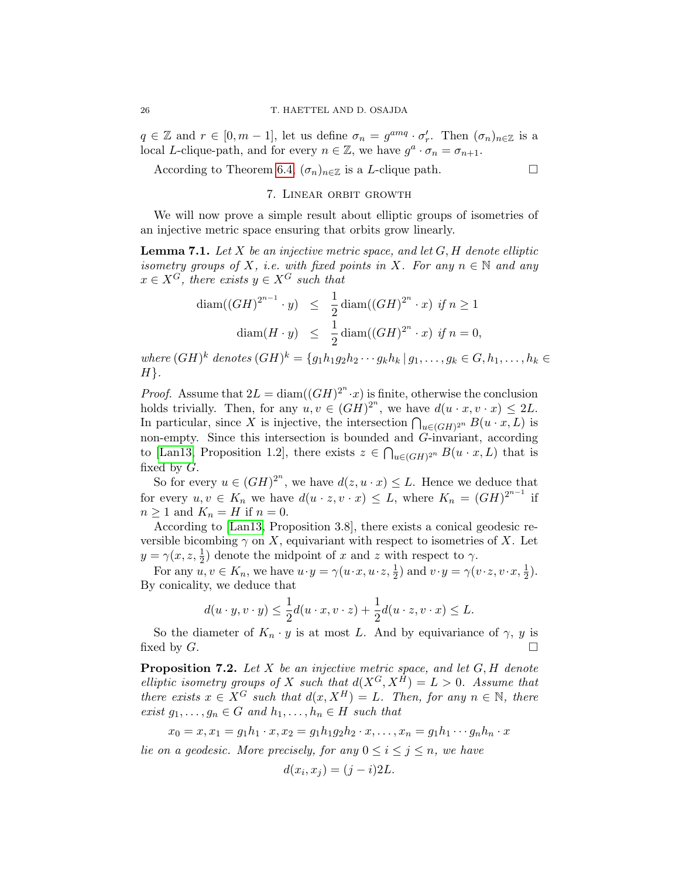$q \in \mathbb{Z}$ and $r \in [0, m-1]$, let us define $\sigma_n = g^{amq} \cdot \sigma'_r$. Then $(\sigma_n)_{n \in \mathbb{Z}}$ is a local $L$-clique-path, and for every $n \in \mathbb{Z}$, we have $g^a \cdot \sigma_n = \sigma_{n+1}$.

According to Theorem 6.4, $(\sigma_n)_{n \in \mathbb{Z}}$ is a $L$-clique path. $\square$

## 7. Linear orbit growth

We will now prove a simple result about elliptic groups of isometries of an injective metric space ensuring that orbits grow linearly.

**Lemma 7.1.** *Let $X$ be an injective metric space, and let $G, H$ denote elliptic isometry groups of $X$, i.e. with fixed points in $X$. For any $n \in \mathbb{N}$ and any $x \in X^G$, there exists $y \in X^G$ such that*

$$\begin{aligned} \operatorname{diam}((GH)^{2^{n-1}} \cdot y) &\leq \frac{1}{2} \operatorname{diam}((GH)^{2^n} \cdot x) \text{ if } n \geq 1 \\ \operatorname{diam}(H \cdot y) &\leq \frac{1}{2} \operatorname{diam}((GH)^{2^n} \cdot x) \text{ if } n = 0, \end{aligned}$$

*where $(GH)^k$ denotes $(GH)^k = \{g_1 h_1 g_2 h_2 \cdots g_k h_k \,|\, g_1, \ldots, g_k \in G, h_1, \ldots, h_k \in H\}$.*

*Proof.* Assume that $2L = \operatorname{diam}((GH)^{2^n} \cdot x)$ is finite, otherwise the conclusion holds trivially. Then, for any $u, v \in (GH)^{2^n}$, we have $d(u \cdot x, v \cdot x) \leq 2L$. In particular, since $X$ is injective, the intersection $\bigcap_{u \in (GH)^{2^n}} B(u \cdot x, L)$ is non-empty. Since this intersection is bounded and $G$-invariant, according to [Lan13, Proposition 1.2], there exists $z \in \bigcap_{u \in (GH)^{2^n}} B(u \cdot x, L)$ that is fixed by $G$.

So for every $u \in (GH)^{2^n}$, we have $d(z, u \cdot x) \leq L$. Hence we deduce that for every $u, v \in K_n$ we have $d(u \cdot z, v \cdot x) \leq L$, where $K_n = (GH)^{2^{n-1}}$ if $n \geq 1$ and $K_n = H$ if $n = 0$.

According to [Lan13, Proposition 3.8], there exists a conical geodesic reversible bicombing $\gamma$ on $X$, equivariant with respect to isometries of $X$. Let $y = \gamma(x, z, \frac{1}{2})$ denote the midpoint of $x$ and $z$ with respect to $\gamma$.

For any $u, v \in K_n$, we have $u \cdot y = \gamma(u \cdot x, u \cdot z, \frac{1}{2})$ and $v \cdot y = \gamma(v \cdot z, v \cdot x, \frac{1}{2})$. By conicality, we deduce that

$$d(u \cdot y, v \cdot y) \leq \frac{1}{2} d(u \cdot x, v \cdot z) + \frac{1}{2} d(u \cdot z, v \cdot x) \leq L.$$

So the diameter of $K_n \cdot y$ is at most $L$. And by equivariance of $\gamma$, $y$ is fixed by $G$. $\square$

**Proposition 7.2.** *Let $X$ be an injective metric space, and let $G, H$ denote elliptic isometry groups of $X$ such that $d(X^G, X^H) = L > 0$. Assume that there exists $x \in X^G$ such that $d(x, X^H) = L$. Then, for any $n \in \mathbb{N}$, there exist $g_1, \ldots, g_n \in G$ and $h_1, \ldots, h_n \in H$ such that*

$$x_0 = x, x_1 = g_1 h_1 \cdot x, x_2 = g_1 h_1 g_2 h_2 \cdot x, \ldots, x_n = g_1 h_1 \cdots g_n h_n \cdot x$$

*lie on a geodesic. More precisely, for any $0 \leq i \leq j \leq n$, we have*

$$d(x_i, x_j) = (j-i) 2L.$$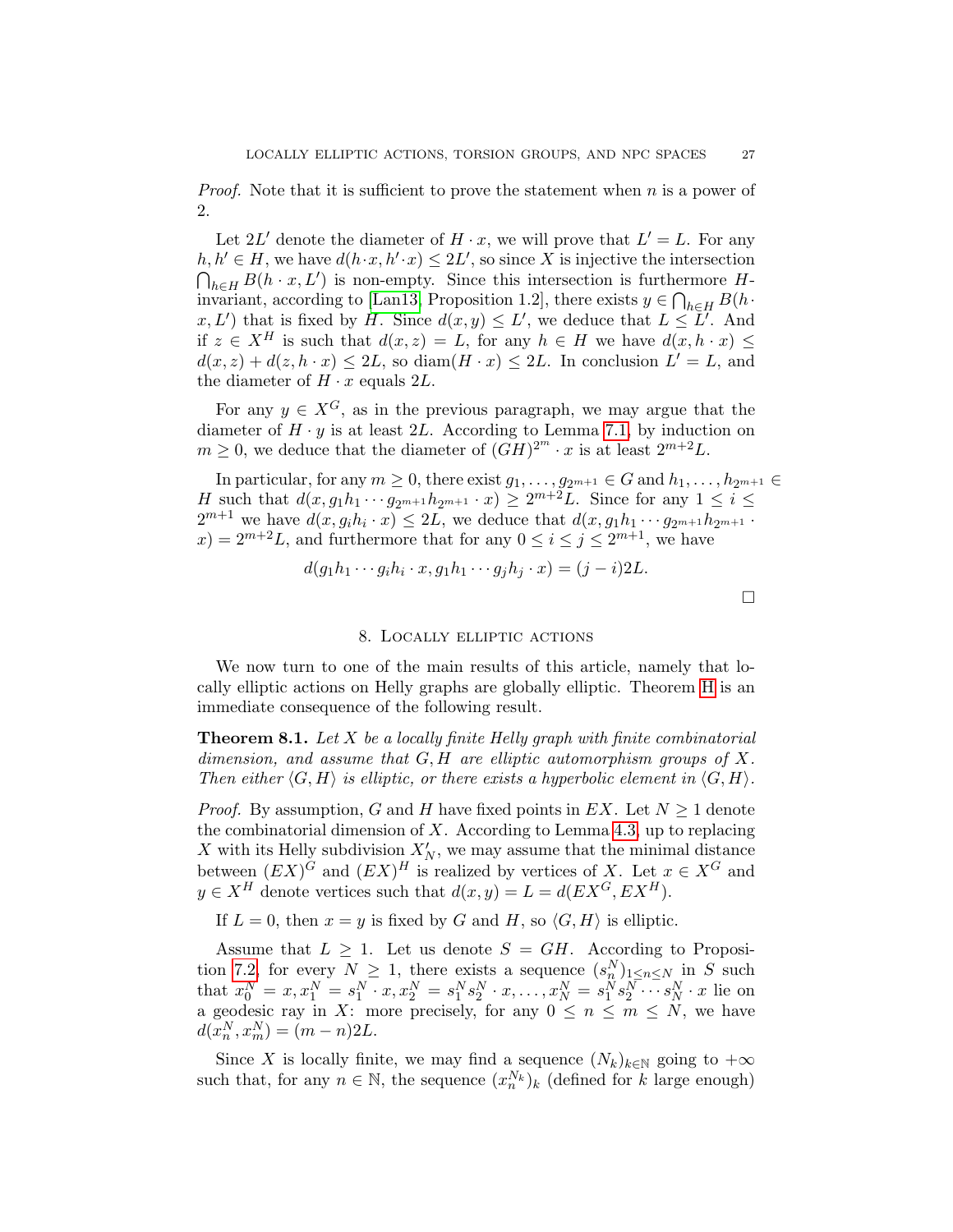*Proof.* Note that it is sufficient to prove the statement when $n$ is a power of 2.

Let $2L'$ denote the diameter of $H \cdot x$, we will prove that $L' = L$. For any $h, h' \in H$, we have $d(h \cdot x, h' \cdot x) \leq 2L'$, so since $X$ is injective the intersection $\bigcap_{h \in H} B(h \cdot x, L')$ is non-empty. Since this intersection is furthermore $H$-invariant, according to [Lan13, Proposition 1.2], there exists $y \in \bigcap_{h \in H} B(h \cdot x, L')$ that is fixed by $H$. Since $d(x, y) \leq L'$, we deduce that $L \leq L'$. And if $z \in X^H$ is such that $d(x, z) = L$, for any $h \in H$ we have $d(x, h \cdot x) \leq d(x, z) + d(z, h \cdot x) \leq 2L$, so $\mathrm{diam}(H \cdot x) \leq 2L$. In conclusion $L' = L$, and the diameter of $H \cdot x$ equals $2L$.

For any $y \in X^G$, as in the previous paragraph, we may argue that the diameter of $H \cdot y$ is at least $2L$. According to Lemma 7.1, by induction on $m \geq 0$, we deduce that the diameter of $(GH)^{2^m} \cdot x$ is at least $2^{m+2}L$.

In particular, for any $m \geq 0$, there exist $g_1, \ldots, g_{2^{m+1}} \in G$ and $h_1, \ldots, h_{2^{m+1}} \in H$ such that $d(x, g_1 h_1 \cdots g_{2^{m+1}} h_{2^{m+1}} \cdot x) \geq 2^{m+2}L$. Since for any $1 \leq i \leq 2^{m+1}$ we have $d(x, g_i h_i \cdot x) \leq 2L$, we deduce that $d(x, g_1 h_1 \cdots g_{2^{m+1}} h_{2^{m+1}} \cdot x) = 2^{m+2}L$, and furthermore that for any $0 \leq i \leq j \leq 2^{m+1}$, we have

$$d(g_1 h_1 \cdots g_i h_i \cdot x, g_1 h_1 \cdots g_j h_j \cdot x) = (j - i)2L.$$

□

## 8. Locally elliptic actions

We now turn to one of the main results of this article, namely that locally elliptic actions on Helly graphs are globally elliptic. Theorem H is an immediate consequence of the following result.

**Theorem 8.1.** *Let $X$ be a locally finite Helly graph with finite combinatorial dimension, and assume that $G, H$ are elliptic automorphism groups of $X$. Then either $\langle G, H \rangle$ is elliptic, or there exists a hyperbolic element in $\langle G, H \rangle$.*

*Proof.* By assumption, $G$ and $H$ have fixed points in $EX$. Let $N \geq 1$ denote the combinatorial dimension of $X$. According to Lemma 4.3, up to replacing $X$ with its Helly subdivision $X'_N$, we may assume that the minimal distance between $(EX)^G$ and $(EX)^H$ is realized by vertices of $X$. Let $x \in X^G$ and $y \in X^H$ denote vertices such that $d(x, y) = L = d(EX^G, EX^H)$.

If $L = 0$, then $x = y$ is fixed by $G$ and $H$, so $\langle G, H \rangle$ is elliptic.

Assume that $L \geq 1$. Let us denote $S = GH$. According to Proposition 7.2, for every $N \geq 1$, there exists a sequence $(s_n^N)_{1 \leq n \leq N}$ in $S$ such that $x_0^N = x, x_1^N = s_1^N \cdot x, x_2^N = s_1^N s_2^N \cdot x, \ldots, x_N^N = s_1^N s_2^N \cdots s_N^N \cdot x$ lie on a geodesic ray in $X$: more precisely, for any $0 \leq n \leq m \leq N$, we have $d(x_n^N, x_m^N) = (m - n)2L$.

Since $X$ is locally finite, we may find a sequence $(N_k)_{k \in \mathbb{N}}$ going to $+\infty$ such that, for any $n \in \mathbb{N}$, the sequence $(x_n^{N_k})_k$ (defined for $k$ large enough)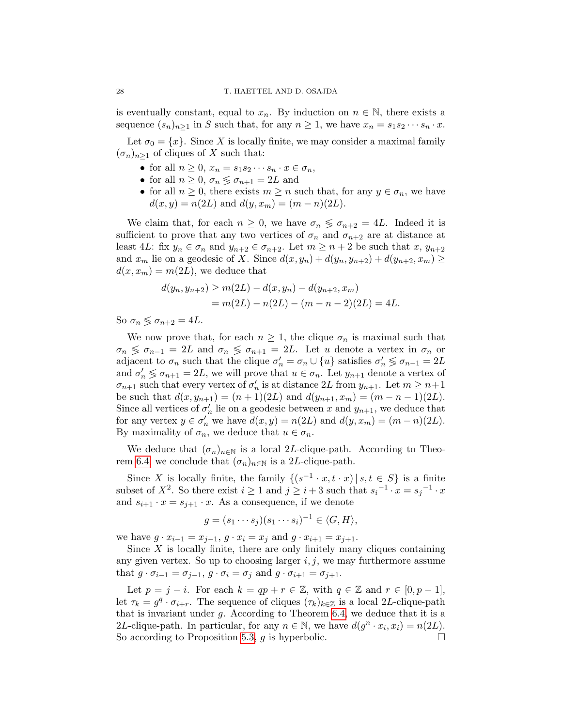is eventually constant, equal to $x_n$. By induction on $n \in \mathbb{N}$, there exists a sequence $(s_n)_{n\geq 1}$ in $S$ such that, for any $n \geq 1$, we have $x_n = s_1 s_2 \cdots s_n \cdot x$.

Let $\sigma_0 = \{x\}$. Since $X$ is locally finite, we may consider a maximal family $(\sigma_n)_{n\geq 1}$ of cliques of $X$ such that:

- for all $n \geq 0$, $x_n = s_1 s_2 \cdots s_n \cdot x \in \sigma_n$,
- for all $n \geq 0$, $\sigma_n \lessgtr \sigma_{n+1} = 2L$ and
- for all $n \geq 0$, there exists $m \geq n$ such that, for any $y \in \sigma_n$, we have $d(x, y) = n(2L)$ and $d(y, x_m) = (m - n)(2L)$.

We claim that, for each $n \geq 0$, we have $\sigma_n \lessgtr \sigma_{n+2} = 4L$. Indeed it is sufficient to prove that any two vertices of $\sigma_n$ and $\sigma_{n+2}$ are at distance at least $4L$: fix $y_n \in \sigma_n$ and $y_{n+2} \in \sigma_{n+2}$. Let $m \geq n + 2$ be such that $x$, $y_{n+2}$ and $x_m$ lie on a geodesic of $X$. Since $d(x, y_n) + d(y_n, y_{n+2}) + d(y_{n+2}, x_m) \geq d(x, x_m) = m(2L)$, we deduce that

$$\begin{aligned} d(y_n, y_{n+2}) &\geq m(2L) - d(x, y_n) - d(y_{n+2}, x_m) \\ &= m(2L) - n(2L) - (m - n - 2)(2L) = 4L. \end{aligned}$$

So $\sigma_n \lessgtr \sigma_{n+2} = 4L$.

We now prove that, for each $n \geq 1$, the clique $\sigma_n$ is maximal such that $\sigma_n \lessgtr \sigma_{n-1} = 2L$ and $\sigma_n \lessgtr \sigma_{n+1} = 2L$. Let $u$ denote a vertex in $\sigma_n$ or adjacent to $\sigma_n$ such that the clique $\sigma'_n = \sigma_n \cup \{u\}$ satisfies $\sigma'_n \lessgtr \sigma_{n-1} = 2L$ and $\sigma'_n \lessgtr \sigma_{n+1} = 2L$, we will prove that $u \in \sigma_n$. Let $y_{n+1}$ denote a vertex of $\sigma_{n+1}$ such that every vertex of $\sigma'_n$ is at distance $2L$ from $y_{n+1}$. Let $m \geq n+1$ be such that $d(x, y_{n+1}) = (n + 1)(2L)$ and $d(y_{n+1}, x_m) = (m - n - 1)(2L)$. Since all vertices of $\sigma'_n$ lie on a geodesic between $x$ and $y_{n+1}$, we deduce that for any vertex $y \in \sigma'_n$ we have $d(x, y) = n(2L)$ and $d(y, x_m) = (m - n)(2L)$. By maximality of $\sigma_n$, we deduce that $u \in \sigma_n$.

We deduce that $(\sigma_n)_{n\in\mathbb{N}}$ is a local $2L$-clique-path. According to Theorem 6.4, we conclude that $(\sigma_n)_{n\in\mathbb{N}}$ is a $2L$-clique-path.

Since $X$ is locally finite, the family $\{(s^{-1} \cdot x, t \cdot x) \,|\, s, t \in S\}$ is a finite subset of $X^2$. So there exist $i \geq 1$ and $j \geq i + 3$ such that ${s_i}^{-1} \cdot x = {s_j}^{-1} \cdot x$ and $s_{i+1} \cdot x = s_{j+1} \cdot x$. As a consequence, if we denote

$$g = (s_1 \cdots s_j)(s_1 \cdots s_i)^{-1} \in \langle G, H\rangle,$$

we have $g \cdot x_{i-1} = x_{j-1}$, $g \cdot x_i = x_j$ and $g \cdot x_{i+1} = x_{j+1}$.

Since $X$ is locally finite, there are only finitely many cliques containing any given vertex. So up to choosing larger $i, j$, we may furthermore assume that $g \cdot \sigma_{i-1} = \sigma_{j-1}$, $g \cdot \sigma_i = \sigma_j$ and $g \cdot \sigma_{i+1} = \sigma_{j+1}$.

Let $p = j - i$. For each $k = qp + r \in \mathbb{Z}$, with $q \in \mathbb{Z}$ and $r \in [0, p - 1]$, let $\tau_k = g^q \cdot \sigma_{i+r}$. The sequence of cliques $(\tau_k)_{k\in\mathbb{Z}}$ is a local $2L$-clique-path that is invariant under $g$. According to Theorem 6.4, we deduce that it is a $2L$-clique-path. In particular, for any $n \in \mathbb{N}$, we have $d(g^n \cdot x_i, x_i) = n(2L)$. So according to Proposition 5.3, $g$ is hyperbolic. □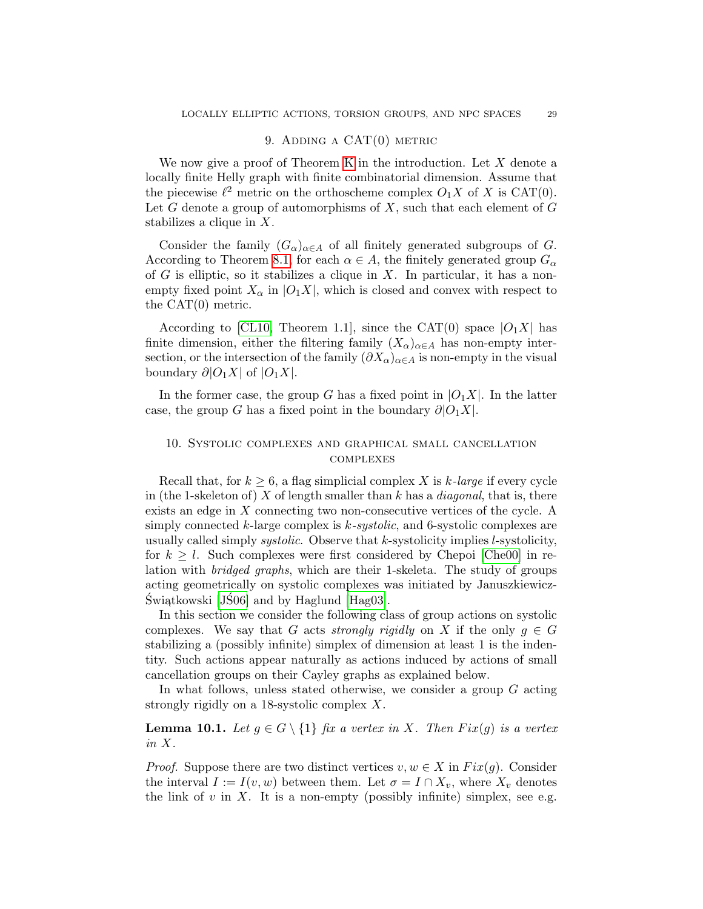## 9. Adding a CAT(0) metric

We now give a proof of Theorem K in the introduction. Let $X$ denote a locally finite Helly graph with finite combinatorial dimension. Assume that the piecewise $\ell^2$ metric on the orthoscheme complex $O_1X$ of $X$ is CAT(0). Let $G$ denote a group of automorphisms of $X$, such that each element of $G$ stabilizes a clique in $X$.

Consider the family $(G_\alpha)_{\alpha\in A}$ of all finitely generated subgroups of $G$. According to Theorem 8.1, for each $\alpha \in A$, the finitely generated group $G_\alpha$ of $G$ is elliptic, so it stabilizes a clique in $X$. In particular, it has a non-empty fixed point $X_\alpha$ in $|O_1X|$, which is closed and convex with respect to the CAT(0) metric.

According to [CL10, Theorem 1.1], since the CAT(0) space $|O_1X|$ has finite dimension, either the filtering family $(X_\alpha)_{\alpha\in A}$ has non-empty intersection, or the intersection of the family $(\partial X_\alpha)_{\alpha\in A}$ is non-empty in the visual boundary $\partial|O_1X|$ of $|O_1X|$.

In the former case, the group $G$ has a fixed point in $|O_1X|$. In the latter case, the group $G$ has a fixed point in the boundary $\partial|O_1X|$.

## 10. Systolic complexes and graphical small cancellation complexes

Recall that, for $k \geq 6$, a flag simplicial complex $X$ is *$k$-large* if every cycle in (the 1-skeleton of) $X$ of length smaller than $k$ has a *diagonal*, that is, there exists an edge in $X$ connecting two non-consecutive vertices of the cycle. A simply connected $k$-large complex is *$k$-systolic*, and 6-systolic complexes are usually called simply *systolic*. Observe that $k$-systolicity implies $l$-systolicity, for $k \geq l$. Such complexes were first considered by Chepoi [Che00] in relation with *bridged graphs*, which are their 1-skeleta. The study of groups acting geometrically on systolic complexes was initiated by Januszkiewicz-Świątkowski [JŚ06] and by Haglund [Hag03].

In this section we consider the following class of group actions on systolic complexes. We say that $G$ acts *strongly rigidly* on $X$ if the only $g \in G$ stabilizing a (possibly infinite) simplex of dimension at least 1 is the indentity. Such actions appear naturally as actions induced by actions of small cancellation groups on their Cayley graphs as explained below.

In what follows, unless stated otherwise, we consider a group $G$ acting strongly rigidly on a 18-systolic complex $X$.

**Lemma 10.1.** *Let $g \in G \setminus \{1\}$ fix a vertex in $X$. Then $Fix(g)$ is a vertex in $X$.*

*Proof.* Suppose there are two distinct vertices $v, w \in X$ in $Fix(g)$. Consider the interval $I := I(v, w)$ between them. Let $\sigma = I \cap X_v$, where $X_v$ denotes the link of $v$ in $X$. It is a non-empty (possibly infinite) simplex, see e.g.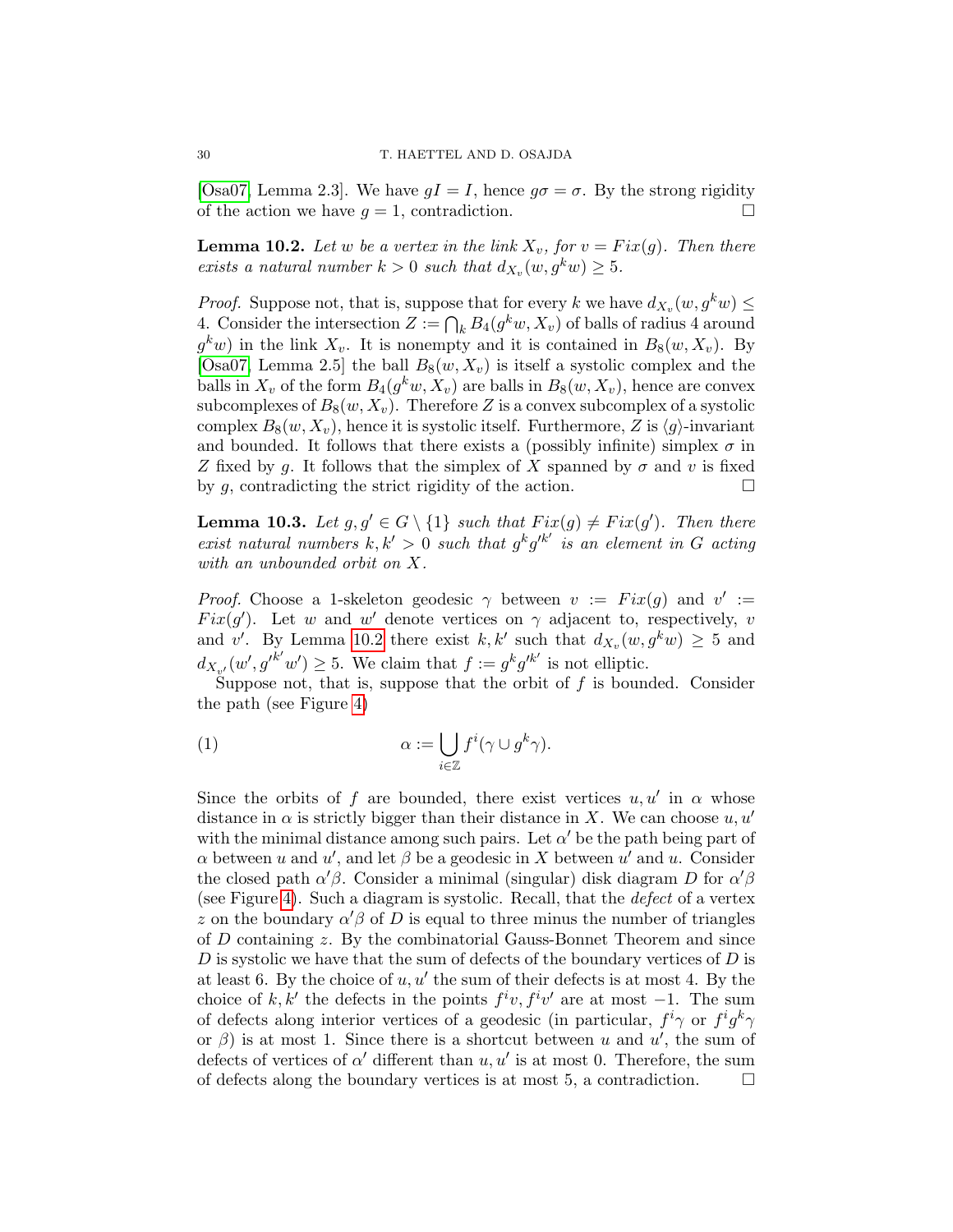[Osa07, Lemma 2.3]. We have $gI = I$, hence $g\sigma = \sigma$. By the strong rigidity of the action we have $g = 1$, contradiction. □

**Lemma 10.2.** *Let $w$ be a vertex in the link $X_v$, for $v = Fix(g)$. Then there exists a natural number $k > 0$ such that $d_{X_v}(w, g^k w) \geq 5$.*

*Proof.* Suppose not, that is, suppose that for every $k$ we have $d_{X_v}(w, g^k w) \leq 4$. Consider the intersection $Z := \bigcap_k B_4(g^k w, X_v)$ of balls of radius 4 around $g^k w)$ in the link $X_v$. It is nonempty and it is contained in $B_8(w, X_v)$. By [Osa07, Lemma 2.5] the ball $B_8(w, X_v)$ is itself a systolic complex and the balls in $X_v$ of the form $B_4(g^k w, X_v)$ are balls in $B_8(w, X_v)$, hence are convex subcomplexes of $B_8(w, X_v)$. Therefore $Z$ is a convex subcomplex of a systolic complex $B_8(w, X_v)$, hence it is systolic itself. Furthermore, $Z$ is $\langle g \rangle$-invariant and bounded. It follows that there exists a (possibly infinite) simplex $\sigma$ in $Z$ fixed by $g$. It follows that the simplex of $X$ spanned by $\sigma$ and $v$ is fixed by $g$, contradicting the strict rigidity of the action. □

**Lemma 10.3.** *Let $g, g' \in G \setminus \{1\}$ such that $Fix(g) \neq Fix(g')$. Then there exist natural numbers $k, k' > 0$ such that $g^k g'^{k'}$ is an element in $G$ acting with an unbounded orbit on $X$.*

*Proof.* Choose a 1-skeleton geodesic $\gamma$ between $v := Fix(g)$ and $v' := Fix(g')$. Let $w$ and $w'$ denote vertices on $\gamma$ adjacent to, respectively, $v$ and $v'$. By Lemma 10.2 there exist $k, k'$ such that $d_{X_v}(w, g^k w) \geq 5$ and $d_{X_{v'}}(w', g'^{k'} w') \geq 5$. We claim that $f := g^k g'^{k'}$ is not elliptic.

Suppose not, that is, suppose that the orbit of $f$ is bounded. Consider the path (see Figure 4)

$$\alpha := \bigcup_{i \in \mathbb{Z}} f^i(\gamma \cup g^k \gamma). \tag{1}$$

Since the orbits of $f$ are bounded, there exist vertices $u, u'$ in $\alpha$ whose distance in $\alpha$ is strictly bigger than their distance in $X$. We can choose $u, u'$ with the minimal distance among such pairs. Let $\alpha'$ be the path being part of $\alpha$ between $u$ and $u'$, and let $\beta$ be a geodesic in $X$ between $u'$ and $u$. Consider the closed path $\alpha'\beta$. Consider a minimal (singular) disk diagram $D$ for $\alpha'\beta$ (see Figure 4). Such a diagram is systolic. Recall, that the *defect* of a vertex $z$ on the boundary $\alpha'\beta$ of $D$ is equal to three minus the number of triangles of $D$ containing $z$. By the combinatorial Gauss-Bonnet Theorem and since $D$ is systolic we have that the sum of defects of the boundary vertices of $D$ is at least 6. By the choice of $u, u'$ the sum of their defects is at most 4. By the choice of $k, k'$ the defects in the points $f^i v, f^i v'$ are at most $-1$. The sum of defects along interior vertices of a geodesic (in particular, $f^i \gamma$ or $f^i g^k \gamma$ or $\beta$) is at most 1. Since there is a shortcut between $u$ and $u'$, the sum of defects of vertices of $\alpha'$ different than $u, u'$ is at most 0. Therefore, the sum of defects along the boundary vertices is at most 5, a contradiction. □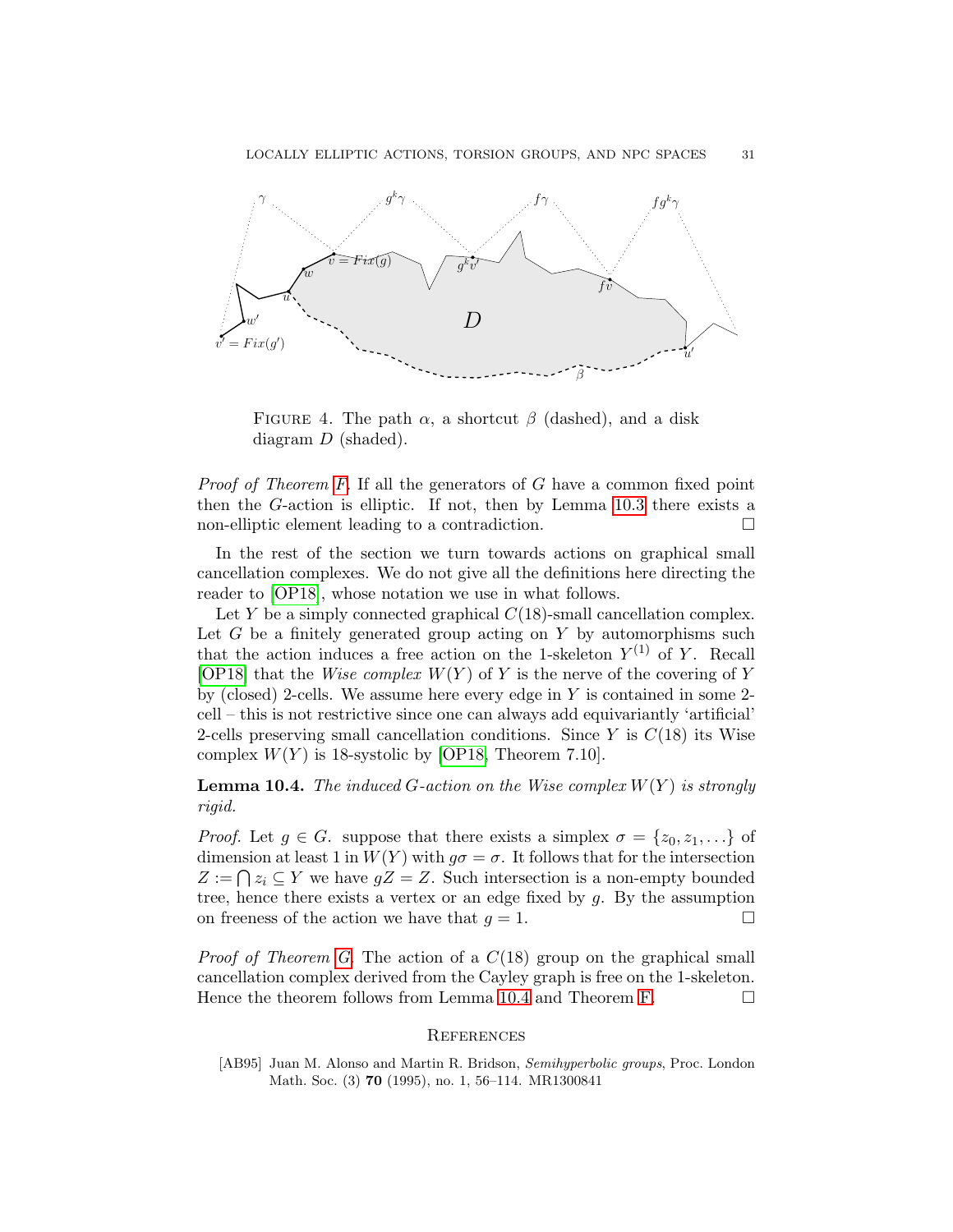FIGURE 4. The path $\alpha$, a shortcut $\beta$ (dashed), and a disk diagram $D$ (shaded).

*Proof of Theorem F.* If all the generators of $G$ have a common fixed point then the $G$-action is elliptic. If not, then by Lemma 10.3 there exists a non-elliptic element leading to a contradiction. □

In the rest of the section we turn towards actions on graphical small cancellation complexes. We do not give all the definitions here directing the reader to [OP18], whose notation we use in what follows.

Let $Y$ be a simply connected graphical $C(18)$-small cancellation complex. Let $G$ be a finitely generated group acting on $Y$ by automorphisms such that the action induces a free action on the 1-skeleton $Y^{(1)}$ of $Y$. Recall [OP18] that the *Wise complex* $W(Y)$ of $Y$ is the nerve of the covering of $Y$ by (closed) 2-cells. We assume here every edge in $Y$ is contained in some 2-cell – this is not restrictive since one can always add equivariantly 'artificial' 2-cells preserving small cancellation conditions. Since $Y$ is $C(18)$ its Wise complex $W(Y)$ is 18-systolic by [OP18, Theorem 7.10].

**Lemma 10.4.** *The induced $G$-action on the Wise complex $W(Y)$ is strongly rigid.*

*Proof.* Let $g \in G$. suppose that there exists a simplex $\sigma = \{z_0, z_1, \ldots\}$ of dimension at least 1 in $W(Y)$ with $g\sigma = \sigma$. It follows that for the intersection $Z := \bigcap z_i \subseteq Y$ we have $gZ = Z$. Such intersection is a non-empty bounded tree, hence there exists a vertex or an edge fixed by $g$. By the assumption on freeness of the action we have that $g = 1$. □

*Proof of Theorem G.* The action of a $C(18)$ group on the graphical small cancellation complex derived from the Cayley graph is free on the 1-skeleton. Hence the theorem follows from Lemma 10.4 and Theorem F. □

## References

[AB95] Juan M. Alonso and Martin R. Bridson, *Semihyperbolic groups*, Proc. London Math. Soc. (3) **70** (1995), no. 1, 56–114. MR1300841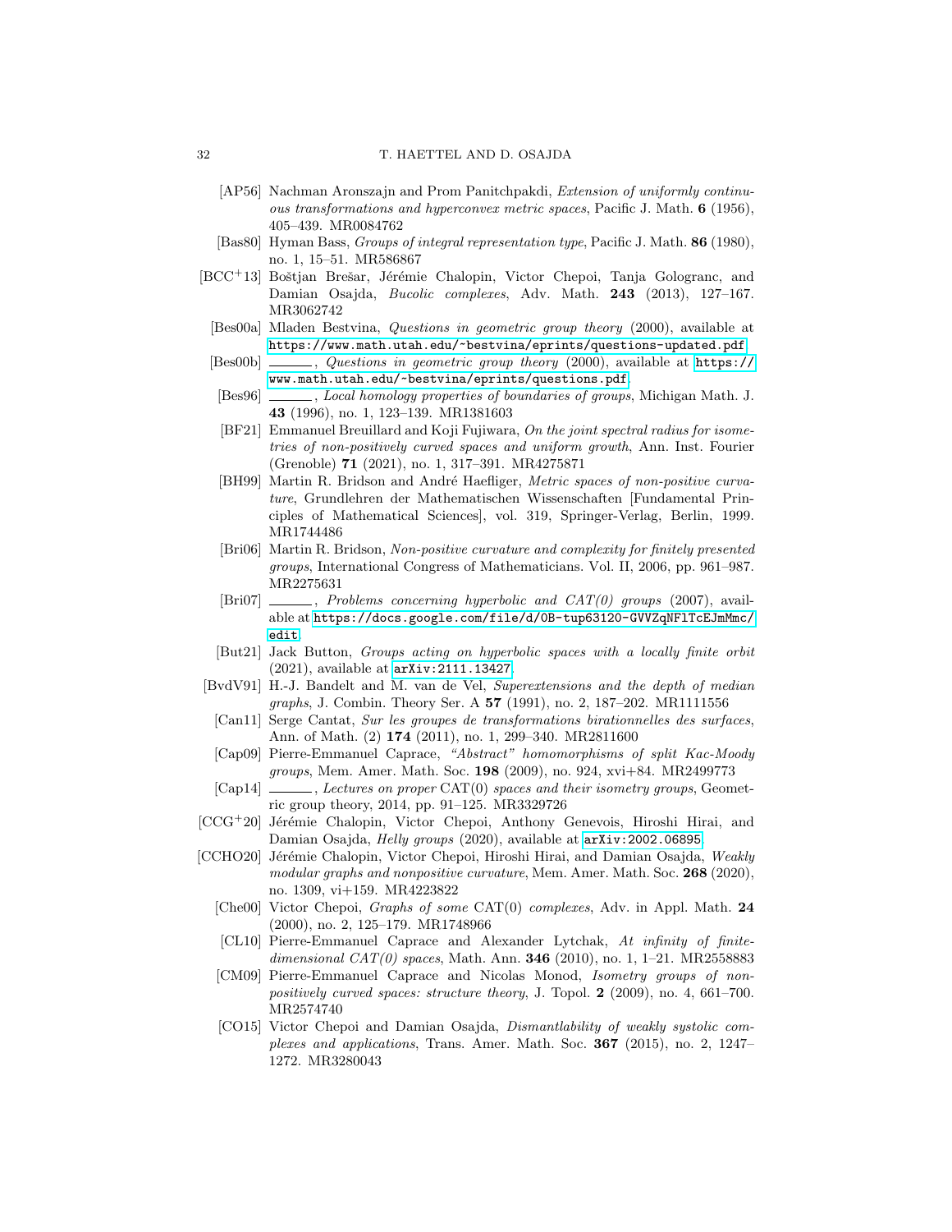- [AP56] Nachman Aronszajn and Prom Panitchpakdi, *Extension of uniformly continuous transformations and hyperconvex metric spaces*, Pacific J. Math. **6** (1956), 405–439. MR0084762
- [Bas80] Hyman Bass, *Groups of integral representation type*, Pacific J. Math. **86** (1980), no. 1, 15–51. MR586867
- [BCC+13] Boštjan Brešar, Jérémie Chalopin, Victor Chepoi, Tanja Gologranc, and Damian Osajda, *Bucolic complexes*, Adv. Math. **243** (2013), 127–167. MR3062742
- [Bes00a] Mladen Bestvina, *Questions in geometric group theory* (2000), available at https://www.math.utah.edu/~bestvina/eprints/questions-updated.pdf.
- [Bes00b] ———, *Questions in geometric group theory* (2000), available at https://www.math.utah.edu/~bestvina/eprints/questions.pdf.
- [Bes96] ———, *Local homology properties of boundaries of groups*, Michigan Math. J. **43** (1996), no. 1, 123–139. MR1381603
- [BF21] Emmanuel Breuillard and Koji Fujiwara, *On the joint spectral radius for isometries of non-positively curved spaces and uniform growth*, Ann. Inst. Fourier (Grenoble) **71** (2021), no. 1, 317–391. MR4275871
- [BH99] Martin R. Bridson and André Haefliger, *Metric spaces of non-positive curvature*, Grundlehren der Mathematischen Wissenschaften [Fundamental Principles of Mathematical Sciences], vol. 319, Springer-Verlag, Berlin, 1999. MR1744486
- [Bri06] Martin R. Bridson, *Non-positive curvature and complexity for finitely presented groups*, International Congress of Mathematicians. Vol. II, 2006, pp. 961–987. MR2275631
- [Bri07] ———, *Problems concerning hyperbolic and CAT(0) groups* (2007), available at https://docs.google.com/file/d/0B-tup63120-GVVZqNFlTcEJmMmc/edit.
- [But21] Jack Button, *Groups acting on hyperbolic spaces with a locally finite orbit* (2021), available at arXiv:2111.13427.
- [BvdV91] H.-J. Bandelt and M. van de Vel, *Superextensions and the depth of median graphs*, J. Combin. Theory Ser. A **57** (1991), no. 2, 187–202. MR1111556
- [Can11] Serge Cantat, *Sur les groupes de transformations birationnelles des surfaces*, Ann. of Math. (2) **174** (2011), no. 1, 299–340. MR2811600
- [Cap09] Pierre-Emmanuel Caprace, *"Abstract" homomorphisms of split Kac-Moody groups*, Mem. Amer. Math. Soc. **198** (2009), no. 924, xvi+84. MR2499773
- [Cap14] ———, *Lectures on proper* CAT(0) *spaces and their isometry groups*, Geometric group theory, 2014, pp. 91–125. MR3329726
- [CCG+20] Jérémie Chalopin, Victor Chepoi, Anthony Genevois, Hiroshi Hirai, and Damian Osajda, *Helly groups* (2020), available at arXiv:2002.06895.
- [CCHO20] Jérémie Chalopin, Victor Chepoi, Hiroshi Hirai, and Damian Osajda, *Weakly modular graphs and nonpositive curvature*, Mem. Amer. Math. Soc. **268** (2020), no. 1309, vi+159. MR4223822
- [Che00] Victor Chepoi, *Graphs of some* CAT(0) *complexes*, Adv. in Appl. Math. **24** (2000), no. 2, 125–179. MR1748966
- [CL10] Pierre-Emmanuel Caprace and Alexander Lytchak, *At infinity of finite-dimensional CAT(0) spaces*, Math. Ann. **346** (2010), no. 1, 1–21. MR2558883
- [CM09] Pierre-Emmanuel Caprace and Nicolas Monod, *Isometry groups of non-positively curved spaces: structure theory*, J. Topol. **2** (2009), no. 4, 661–700. MR2574740
- [CO15] Victor Chepoi and Damian Osajda, *Dismantlability of weakly systolic complexes and applications*, Trans. Amer. Math. Soc. **367** (2015), no. 2, 1247–1272. MR3280043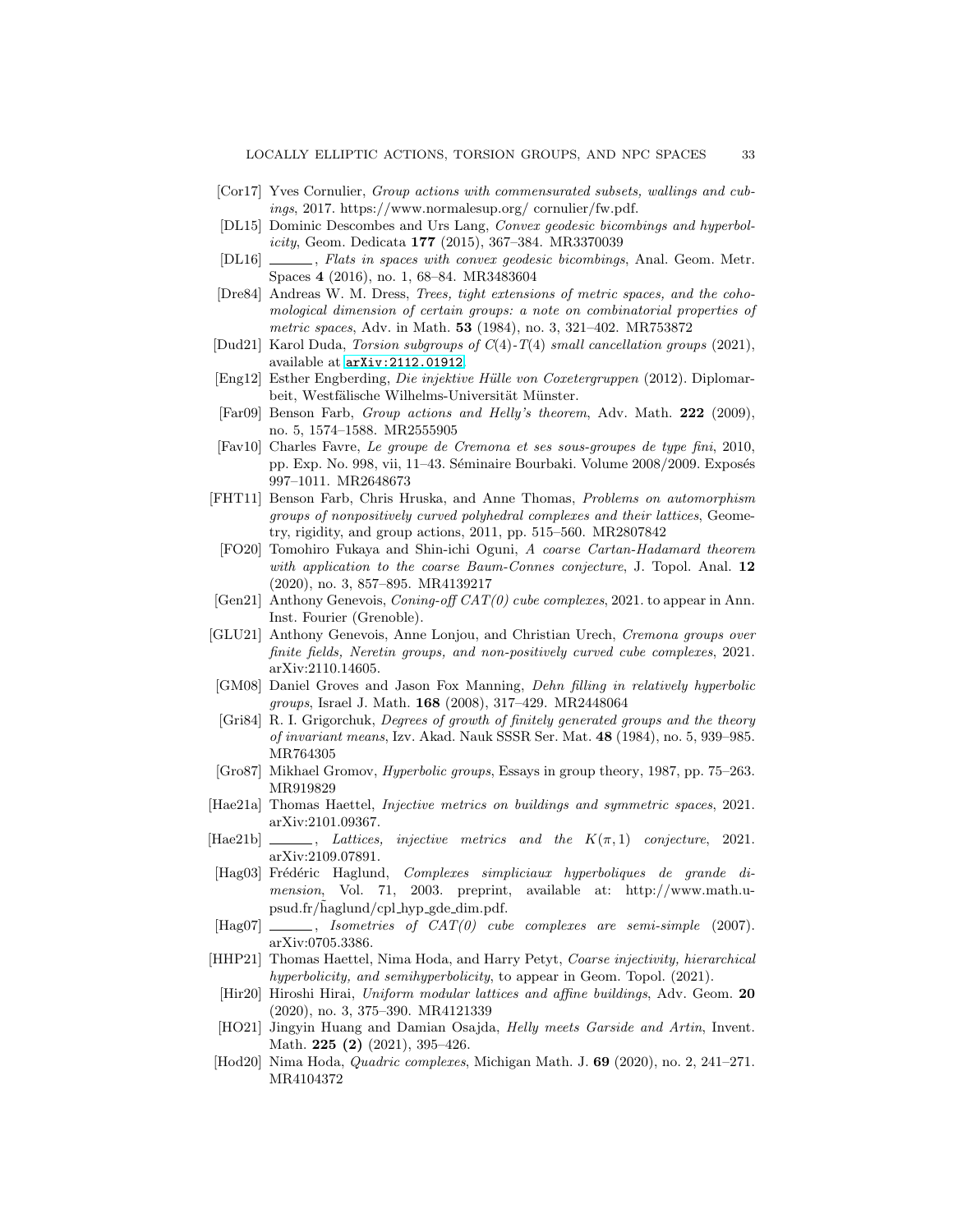[Cor17] Yves Cornulier, *Group actions with commensurated subsets, wallings and cubings*, 2017. https://www.normalesup.org/ cornulier/fw.pdf.

[DL15] Dominic Descombes and Urs Lang, *Convex geodesic bicombings and hyperbolicity*, Geom. Dedicata **177** (2015), 367–384. MR3370039

[DL16] ______, *Flats in spaces with convex geodesic bicombings*, Anal. Geom. Metr. Spaces **4** (2016), no. 1, 68–84. MR3483604

[Dre84] Andreas W. M. Dress, *Trees, tight extensions of metric spaces, and the cohomological dimension of certain groups: a note on combinatorial properties of metric spaces*, Adv. in Math. **53** (1984), no. 3, 321–402. MR753872

[Dud21] Karol Duda, *Torsion subgroups of C(4)-T(4) small cancellation groups* (2021), available at arXiv:2112.01912.

[Eng12] Esther Engberding, *Die injektive Hülle von Coxetergruppen* (2012). Diplomarbeit, Westfälische Wilhelms-Universität Münster.

[Far09] Benson Farb, *Group actions and Helly's theorem*, Adv. Math. **222** (2009), no. 5, 1574–1588. MR2555905

[Fav10] Charles Favre, *Le groupe de Cremona et ses sous-groupes de type fini*, 2010, pp. Exp. No. 998, vii, 11–43. Séminaire Bourbaki. Volume 2008/2009. Exposés 997–1011. MR2648673

[FHT11] Benson Farb, Chris Hruska, and Anne Thomas, *Problems on automorphism groups of nonpositively curved polyhedral complexes and their lattices*, Geometry, rigidity, and group actions, 2011, pp. 515–560. MR2807842

[FO20] Tomohiro Fukaya and Shin-ichi Oguni, *A coarse Cartan-Hadamard theorem with application to the coarse Baum-Connes conjecture*, J. Topol. Anal. **12** (2020), no. 3, 857–895. MR4139217

[Gen21] Anthony Genevois, *Coning-off CAT(0) cube complexes*, 2021. to appear in Ann. Inst. Fourier (Grenoble).

[GLU21] Anthony Genevois, Anne Lonjou, and Christian Urech, *Cremona groups over finite fields, Neretin groups, and non-positively curved cube complexes*, 2021. arXiv:2110.14605.

[GM08] Daniel Groves and Jason Fox Manning, *Dehn filling in relatively hyperbolic groups*, Israel J. Math. **168** (2008), 317–429. MR2448064

[Gri84] R. I. Grigorchuk, *Degrees of growth of finitely generated groups and the theory of invariant means*, Izv. Akad. Nauk SSSR Ser. Mat. **48** (1984), no. 5, 939–985. MR764305

[Gro87] Mikhael Gromov, *Hyperbolic groups*, Essays in group theory, 1987, pp. 75–263. MR919829

[Hae21a] Thomas Haettel, *Injective metrics on buildings and symmetric spaces*, 2021. arXiv:2101.09367.

[Hae21b] ______, *Lattices, injective metrics and the $K(\pi, 1)$ conjecture*, 2021. arXiv:2109.07891.

[Hag03] Frédéric Haglund, *Complexes simpliciaux hyperboliques de grande dimension*, Vol. 71, 2003. preprint, available at: http://www.math.u-psud.fr/haglund/cpl_hyp_gde_dim.pdf.

[Hag07] ______, *Isometries of CAT(0) cube complexes are semi-simple* (2007). arXiv:0705.3386.

[HHP21] Thomas Haettel, Nima Hoda, and Harry Petyt, *Coarse injectivity, hierarchical hyperbolicity, and semihyperbolicity*, to appear in Geom. Topol. (2021).

[Hir20] Hiroshi Hirai, *Uniform modular lattices and affine buildings*, Adv. Geom. **20** (2020), no. 3, 375–390. MR4121339

[HO21] Jingyin Huang and Damian Osajda, *Helly meets Garside and Artin*, Invent. Math. **225 (2)** (2021), 395–426.

[Hod20] Nima Hoda, *Quadric complexes*, Michigan Math. J. **69** (2020), no. 2, 241–271. MR4104372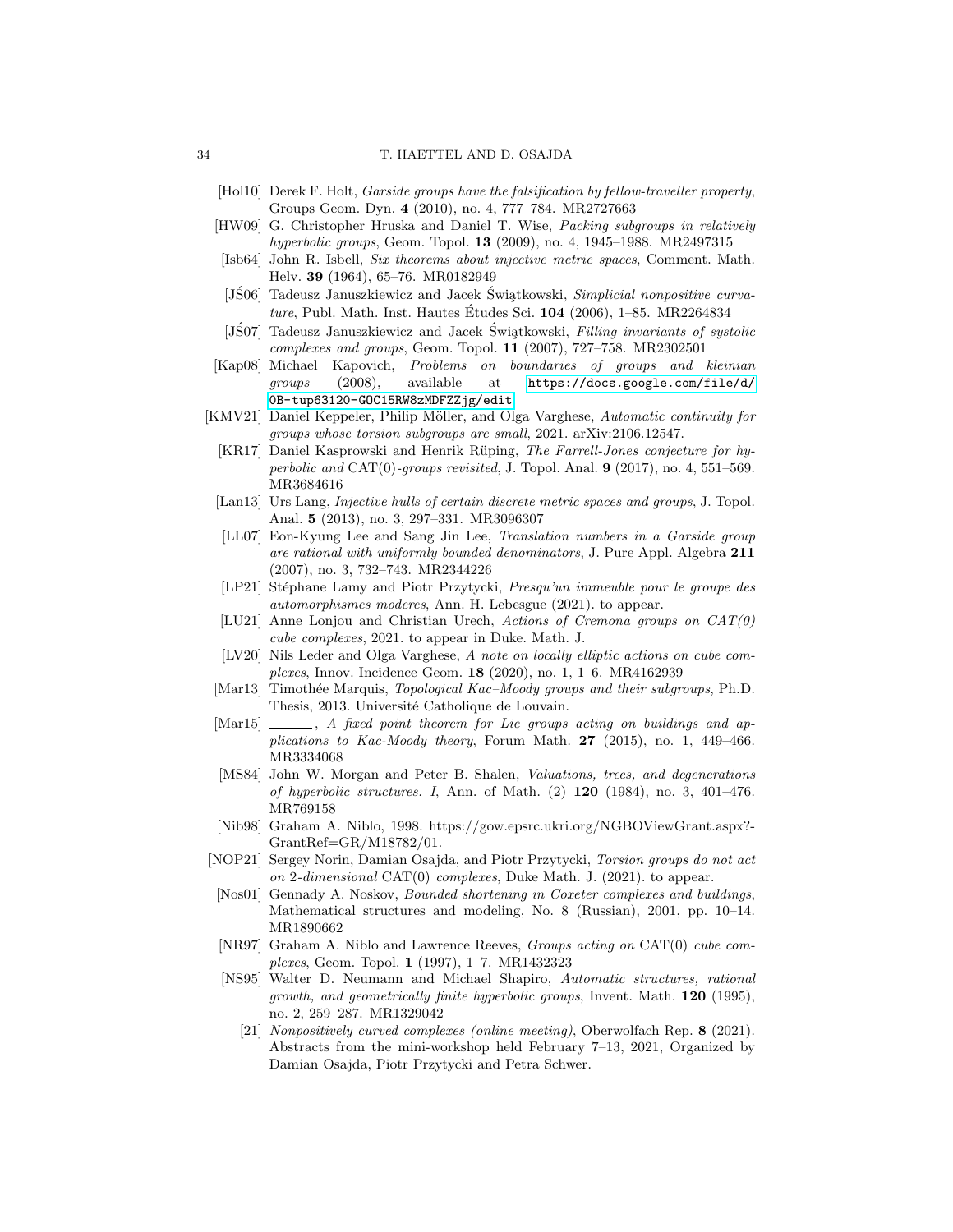[Hol10] Derek F. Holt, *Garside groups have the falsification by fellow-traveller property*, Groups Geom. Dyn. **4** (2010), no. 4, 777–784. MR2727663

[HW09] G. Christopher Hruska and Daniel T. Wise, *Packing subgroups in relatively hyperbolic groups*, Geom. Topol. **13** (2009), no. 4, 1945–1988. MR2497315

[Isb64] John R. Isbell, *Six theorems about injective metric spaces*, Comment. Math. Helv. **39** (1964), 65–76. MR0182949

[JŚ06] Tadeusz Januszkiewicz and Jacek Świątkowski, *Simplicial nonpositive curvature*, Publ. Math. Inst. Hautes Études Sci. **104** (2006), 1–85. MR2264834

[JŚ07] Tadeusz Januszkiewicz and Jacek Świątkowski, *Filling invariants of systolic complexes and groups*, Geom. Topol. **11** (2007), 727–758. MR2302501

[Kap08] Michael Kapovich, *Problems on boundaries of groups and kleinian groups* (2008), available at https://docs.google.com/file/d/0B-tup63120-GOC15RW8zMDFZZjg/edit

[KMV21] Daniel Keppeler, Philip Möller, and Olga Varghese, *Automatic continuity for groups whose torsion subgroups are small*, 2021. arXiv:2106.12547.

[KR17] Daniel Kasprowski and Henrik Rüping, *The Farrell-Jones conjecture for hyperbolic and* CAT(0)*-groups revisited*, J. Topol. Anal. **9** (2017), no. 4, 551–569. MR3684616

[Lan13] Urs Lang, *Injective hulls of certain discrete metric spaces and groups*, J. Topol. Anal. **5** (2013), no. 3, 297–331. MR3096307

[LL07] Eon-Kyung Lee and Sang Jin Lee, *Translation numbers in a Garside group are rational with uniformly bounded denominators*, J. Pure Appl. Algebra **211** (2007), no. 3, 732–743. MR2344226

[LP21] Stéphane Lamy and Piotr Przytycki, *Presqu'un immeuble pour le groupe des automorphismes moderes*, Ann. H. Lebesgue (2021). to appear.

[LU21] Anne Lonjou and Christian Urech, *Actions of Cremona groups on CAT(0) cube complexes*, 2021. to appear in Duke. Math. J.

[LV20] Nils Leder and Olga Varghese, *A note on locally elliptic actions on cube complexes*, Innov. Incidence Geom. **18** (2020), no. 1, 1–6. MR4162939

[Mar13] Timothée Marquis, *Topological Kac–Moody groups and their subgroups*, Ph.D. Thesis, 2013. Université Catholique de Louvain.

[Mar15] ______, *A fixed point theorem for Lie groups acting on buildings and applications to Kac-Moody theory*, Forum Math. **27** (2015), no. 1, 449–466. MR3334068

[MS84] John W. Morgan and Peter B. Shalen, *Valuations, trees, and degenerations of hyperbolic structures. I*, Ann. of Math. (2) **120** (1984), no. 3, 401–476. MR769158

[Nib98] Graham A. Niblo, 1998. https://gow.epsrc.ukri.org/NGBOViewGrant.aspx?-GrantRef=GR/M18782/01.

[NOP21] Sergey Norin, Damian Osajda, and Piotr Przytycki, *Torsion groups do not act on* 2*-dimensional* CAT(0) *complexes*, Duke Math. J. (2021). to appear.

[Nos01] Gennady A. Noskov, *Bounded shortening in Coxeter complexes and buildings*, Mathematical structures and modeling, No. 8 (Russian), 2001, pp. 10–14. MR1890662

[NR97] Graham A. Niblo and Lawrence Reeves, *Groups acting on* CAT(0) *cube complexes*, Geom. Topol. **1** (1997), 1–7. MR1432323

[NS95] Walter D. Neumann and Michael Shapiro, *Automatic structures, rational growth, and geometrically finite hyperbolic groups*, Invent. Math. **120** (1995), no. 2, 259–287. MR1329042

[21] *Nonpositively curved complexes (online meeting)*, Oberwolfach Rep. **8** (2021). Abstracts from the mini-workshop held February 7–13, 2021, Organized by Damian Osajda, Piotr Przytycki and Petra Schwer.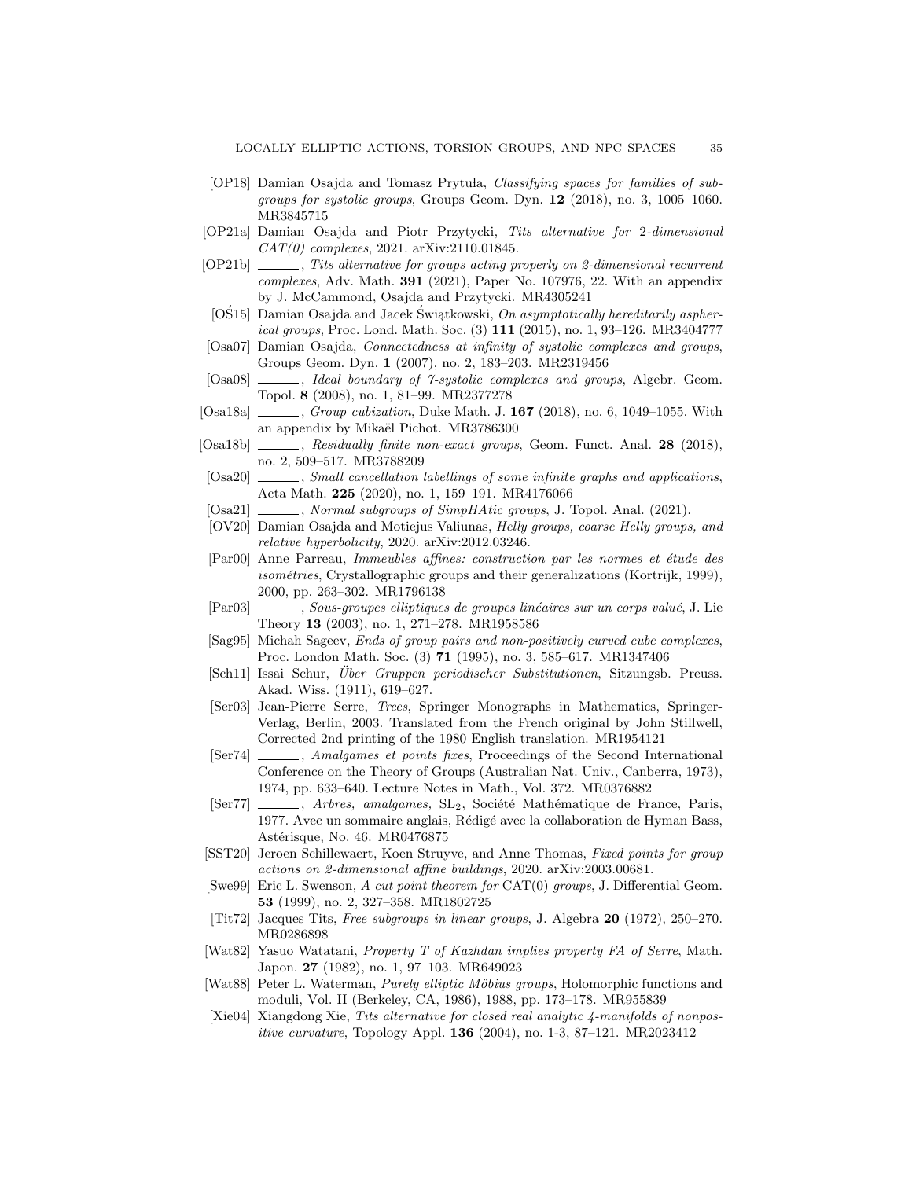[OP18] Damian Osajda and Tomasz Prytuła, *Classifying spaces for families of subgroups for systolic groups*, Groups Geom. Dyn. **12** (2018), no. 3, 1005–1060. MR3845715

[OP21a] Damian Osajda and Piotr Przytycki, *Tits alternative for 2-dimensional CAT(0) complexes*, 2021. arXiv:2110.01845.

[OP21b] ______, *Tits alternative for groups acting properly on 2-dimensional recurrent complexes*, Adv. Math. **391** (2021), Paper No. 107976, 22. With an appendix by J. McCammond, Osajda and Przytycki. MR4305241

[OŚ15] Damian Osajda and Jacek Świątkowski, *On asymptotically hereditarily aspherical groups*, Proc. Lond. Math. Soc. (3) **111** (2015), no. 1, 93–126. MR3404777

[Osa07] Damian Osajda, *Connectedness at infinity of systolic complexes and groups*, Groups Geom. Dyn. **1** (2007), no. 2, 183–203. MR2319456

[Osa08] ______, *Ideal boundary of 7-systolic complexes and groups*, Algebr. Geom. Topol. **8** (2008), no. 1, 81–99. MR2377278

[Osa18a] ______, *Group cubization*, Duke Math. J. **167** (2018), no. 6, 1049–1055. With an appendix by Mikaël Pichot. MR3786300

[Osa18b] ______, *Residually finite non-exact groups*, Geom. Funct. Anal. **28** (2018), no. 2, 509–517. MR3788209

[Osa20] ______, *Small cancellation labellings of some infinite graphs and applications*, Acta Math. **225** (2020), no. 1, 159–191. MR4176066

[Osa21] ______, *Normal subgroups of SimpHAtic groups*, J. Topol. Anal. (2021).

[OV20] Damian Osajda and Motiejus Valiunas, *Helly groups, coarse Helly groups, and relative hyperbolicity*, 2020. arXiv:2012.03246.

[Par00] Anne Parreau, *Immeubles affines: construction par les normes et étude des isométries*, Crystallographic groups and their generalizations (Kortrijk, 1999), 2000, pp. 263–302. MR1796138

[Par03] ______, *Sous-groupes elliptiques de groupes linéaires sur un corps valué*, J. Lie Theory **13** (2003), no. 1, 271–278. MR1958586

[Sag95] Michah Sageev, *Ends of group pairs and non-positively curved cube complexes*, Proc. London Math. Soc. (3) **71** (1995), no. 3, 585–617. MR1347406

[Sch11] Issai Schur, *Über Gruppen periodischer Substitutionen*, Sitzungsb. Preuss. Akad. Wiss. (1911), 619–627.

[Ser03] Jean-Pierre Serre, *Trees*, Springer Monographs in Mathematics, Springer-Verlag, Berlin, 2003. Translated from the French original by John Stillwell, Corrected 2nd printing of the 1980 English translation. MR1954121

[Ser74] ______, *Amalgames et points fixes*, Proceedings of the Second International Conference on the Theory of Groups (Australian Nat. Univ., Canberra, 1973), 1974, pp. 633–640. Lecture Notes in Math., Vol. 372. MR0376882

[Ser77] ______, *Arbres, amalgames,* $\mathrm{SL}_2$, Société Mathématique de France, Paris, 1977. Avec un sommaire anglais, Rédigé avec la collaboration de Hyman Bass, Astérisque, No. 46. MR0476875

[SST20] Jeroen Schillewaert, Koen Struyve, and Anne Thomas, *Fixed points for group actions on 2-dimensional affine buildings*, 2020. arXiv:2003.00681.

[Swe99] Eric L. Swenson, *A cut point theorem for* CAT(0) *groups*, J. Differential Geom. **53** (1999), no. 2, 327–358. MR1802725

[Tit72] Jacques Tits, *Free subgroups in linear groups*, J. Algebra **20** (1972), 250–270. MR0286898

[Wat82] Yasuo Watatani, *Property T of Kazhdan implies property FA of Serre*, Math. Japon. **27** (1982), no. 1, 97–103. MR649023

[Wat88] Peter L. Waterman, *Purely elliptic Möbius groups*, Holomorphic functions and moduli, Vol. II (Berkeley, CA, 1986), 1988, pp. 173–178. MR955839

[Xie04] Xiangdong Xie, *Tits alternative for closed real analytic 4-manifolds of nonpositive curvature*, Topology Appl. **136** (2004), no. 1-3, 87–121. MR2023412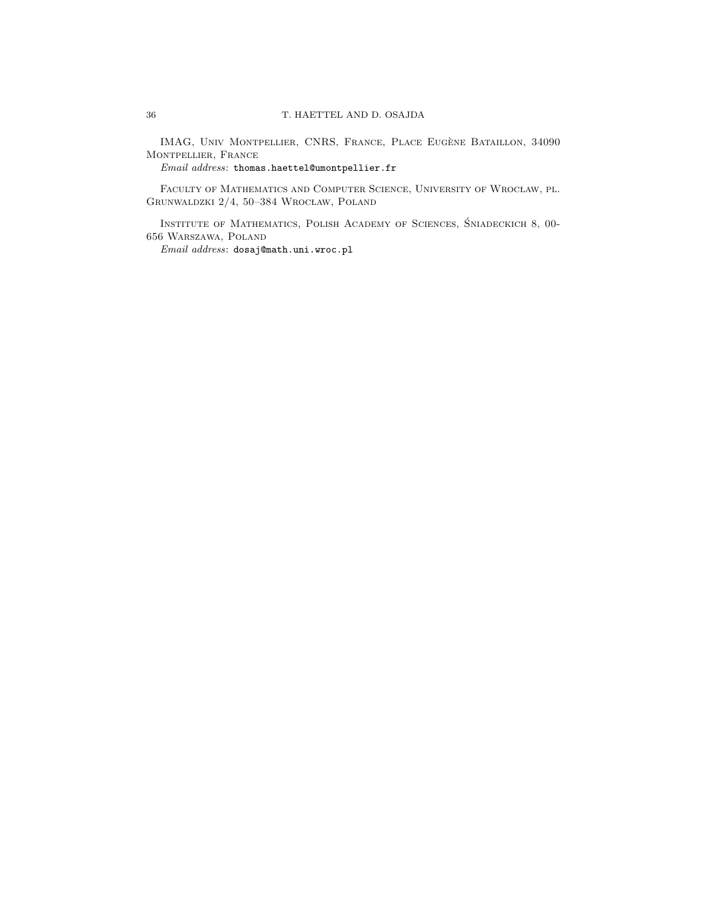IMAG, Univ Montpellier, CNRS, France, Place Eugène Bataillon, 34090 Montpellier, France

*Email address*: `thomas.haettel@umontpellier.fr`

Faculty of Mathematics and Computer Science, University of Wrocław, pl. Grunwaldzki 2/4, 50–384 Wrocław, Poland

Institute of Mathematics, Polish Academy of Sciences, Śniadeckich 8, 00-656 Warszawa, Poland

*Email address*: `dosaj@math.uni.wroc.pl`